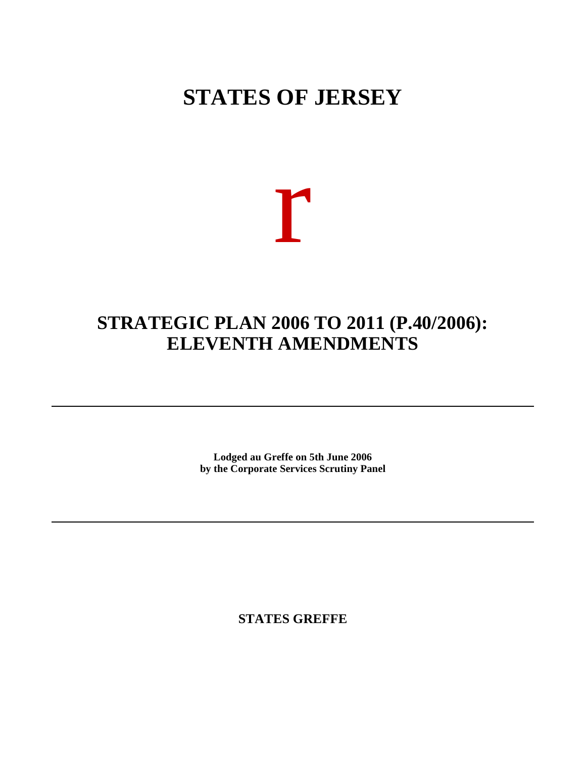# STATES OF JERSEY

r

## STRATEGIC PLAN 2006 TO 2011 (P.40/2006): ELEVENTH AMENDMENTS

---

**Lodged au Greffe on 5th June 2006**
**by the Corporate Services Scrutiny Panel**

---

**STATES GREFFE**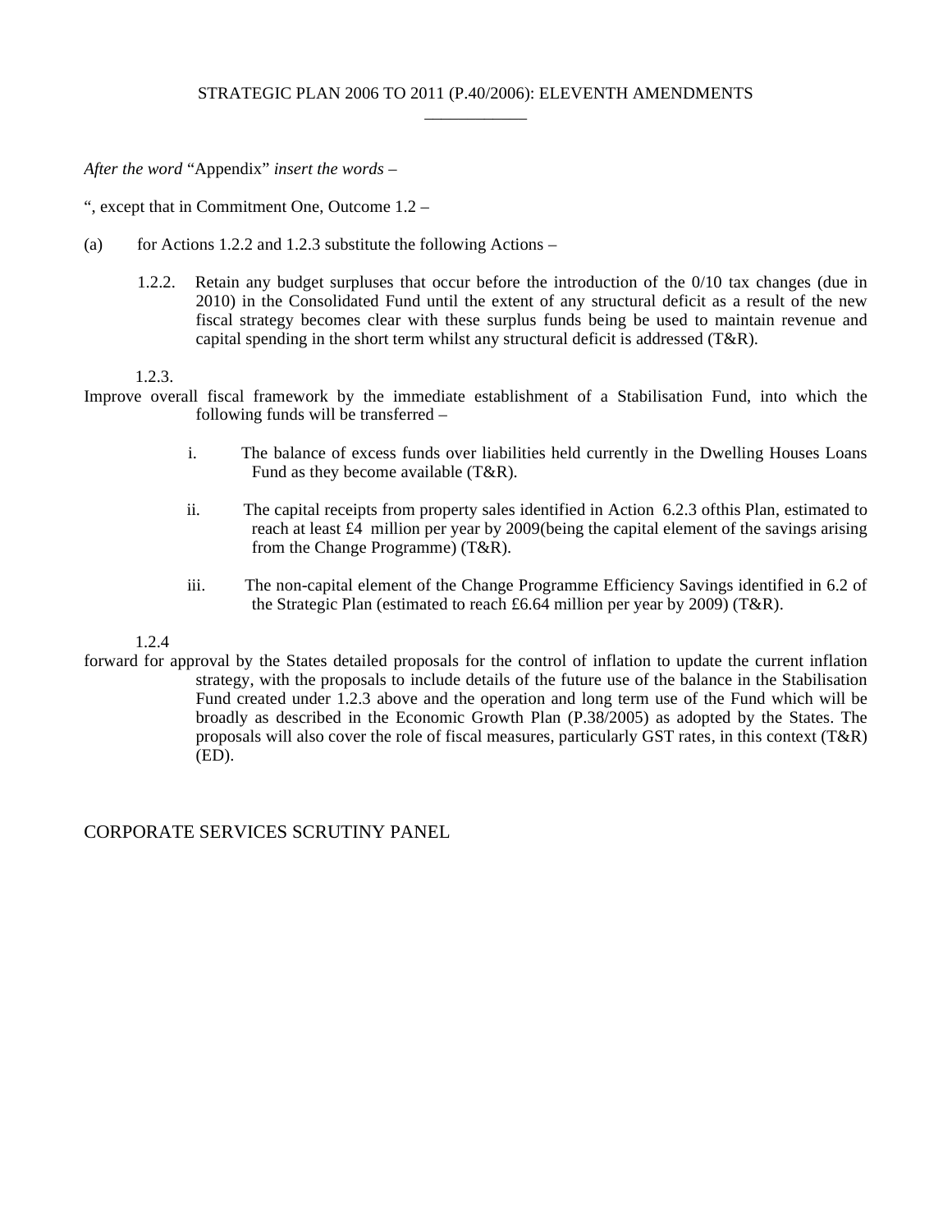STRATEGIC PLAN 2006 TO 2011 (P.40/2006): ELEVENTH AMENDMENTS

\_\_\_\_\_\_\_\_\_\_\_\_

*After the word* "Appendix" *insert the words* –

", except that in Commitment One, Outcome 1.2 –

(a) for Actions 1.2.2 and 1.2.3 substitute the following Actions –

1.2.2. Retain any budget surpluses that occur before the introduction of the 0/10 tax changes (due in 2010) in the Consolidated Fund until the extent of any structural deficit as a result of the new fiscal strategy becomes clear with these surplus funds being be used to maintain revenue and capital spending in the short term whilst any structural deficit is addressed (T&R).

1.2.3. Improve overall fiscal framework by the immediate establishment of a Stabilisation Fund, into which the following funds will be transferred –

i. The balance of excess funds over liabilities held currently in the Dwelling Houses Loans Fund as they become available (T&R).

ii. The capital receipts from property sales identified in Action 6.2.3 ofthis Plan, estimated to reach at least £4 million per year by 2009(being the capital element of the savings arising from the Change Programme) (T&R).

iii. The non-capital element of the Change Programme Efficiency Savings identified in 6.2 of the Strategic Plan (estimated to reach £6.64 million per year by 2009) (T&R).

1.2.4 forward for approval by the States detailed proposals for the control of inflation to update the current inflation strategy, with the proposals to include details of the future use of the balance in the Stabilisation Fund created under 1.2.3 above and the operation and long term use of the Fund which will be broadly as described in the Economic Growth Plan (P.38/2005) as adopted by the States. The proposals will also cover the role of fiscal measures, particularly GST rates, in this context (T&R) (ED).

CORPORATE SERVICES SCRUTINY PANEL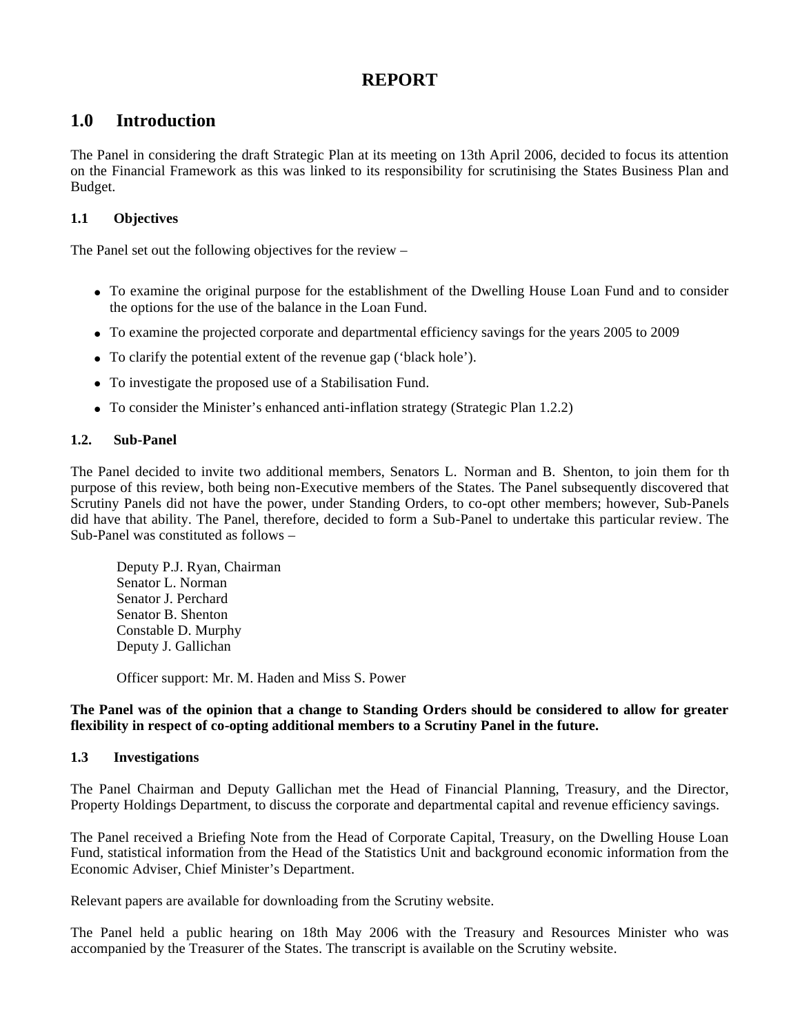# REPORT

## 1.0 Introduction

The Panel in considering the draft Strategic Plan at its meeting on 13th April 2006, decided to focus its attention on the Financial Framework as this was linked to its responsibility for scrutinising the States Business Plan and Budget.

### 1.1 Objectives

The Panel set out the following objectives for the review –

- To examine the original purpose for the establishment of the Dwelling House Loan Fund and to consider the options for the use of the balance in the Loan Fund.
- To examine the projected corporate and departmental efficiency savings for the years 2005 to 2009
- To clarify the potential extent of the revenue gap ('black hole').
- To investigate the proposed use of a Stabilisation Fund.
- To consider the Minister's enhanced anti-inflation strategy (Strategic Plan 1.2.2)

### 1.2. Sub-Panel

The Panel decided to invite two additional members, Senators L. Norman and B. Shenton, to join them for th purpose of this review, both being non-Executive members of the States. The Panel subsequently discovered that Scrutiny Panels did not have the power, under Standing Orders, to co-opt other members; however, Sub-Panels did have that ability. The Panel, therefore, decided to form a Sub-Panel to undertake this particular review. The Sub-Panel was constituted as follows –

Deputy P.J. Ryan, Chairman
Senator L. Norman
Senator J. Perchard
Senator B. Shenton
Constable D. Murphy
Deputy J. Gallichan

Officer support: Mr. M. Haden and Miss S. Power

**The Panel was of the opinion that a change to Standing Orders should be considered to allow for greater flexibility in respect of co-opting additional members to a Scrutiny Panel in the future.**

### 1.3 Investigations

The Panel Chairman and Deputy Gallichan met the Head of Financial Planning, Treasury, and the Director, Property Holdings Department, to discuss the corporate and departmental capital and revenue efficiency savings.

The Panel received a Briefing Note from the Head of Corporate Capital, Treasury, on the Dwelling House Loan Fund, statistical information from the Head of the Statistics Unit and background economic information from the Economic Adviser, Chief Minister's Department.

Relevant papers are available for downloading from the Scrutiny website.

The Panel held a public hearing on 18th May 2006 with the Treasury and Resources Minister who was accompanied by the Treasurer of the States. The transcript is available on the Scrutiny website.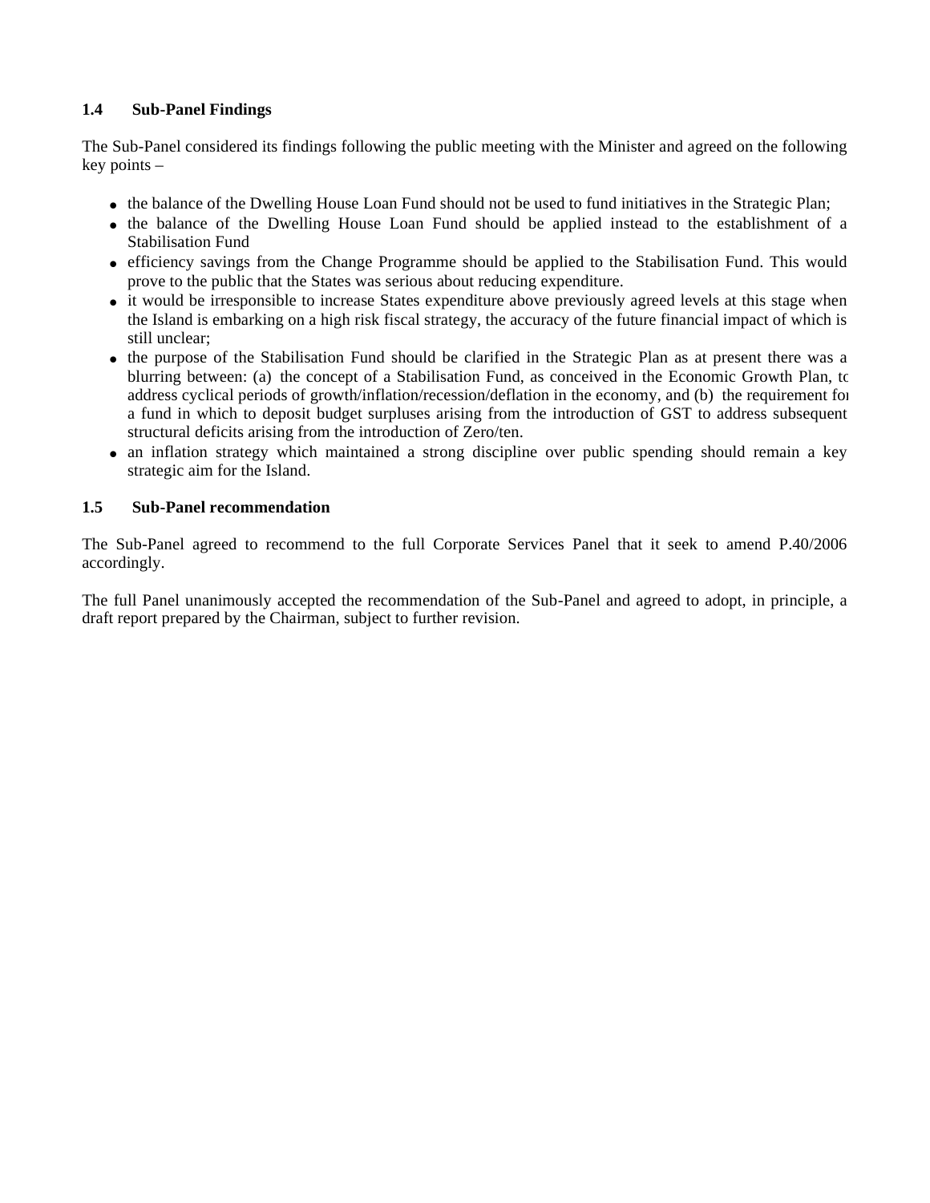### 1.4 Sub-Panel Findings

The Sub-Panel considered its findings following the public meeting with the Minister and agreed on the following key points –

- the balance of the Dwelling House Loan Fund should not be used to fund initiatives in the Strategic Plan;
- the balance of the Dwelling House Loan Fund should be applied instead to the establishment of a Stabilisation Fund
- efficiency savings from the Change Programme should be applied to the Stabilisation Fund. This would prove to the public that the States was serious about reducing expenditure.
- it would be irresponsible to increase States expenditure above previously agreed levels at this stage when the Island is embarking on a high risk fiscal strategy, the accuracy of the future financial impact of which is still unclear;
- the purpose of the Stabilisation Fund should be clarified in the Strategic Plan as at present there was a blurring between: (a) the concept of a Stabilisation Fund, as conceived in the Economic Growth Plan, to address cyclical periods of growth/inflation/recession/deflation in the economy, and (b) the requirement for a fund in which to deposit budget surpluses arising from the introduction of GST to address subsequent structural deficits arising from the introduction of Zero/ten.
- an inflation strategy which maintained a strong discipline over public spending should remain a key strategic aim for the Island.

### 1.5 Sub-Panel recommendation

The Sub-Panel agreed to recommend to the full Corporate Services Panel that it seek to amend P.40/2006 accordingly.

The full Panel unanimously accepted the recommendation of the Sub-Panel and agreed to adopt, in principle, a draft report prepared by the Chairman, subject to further revision.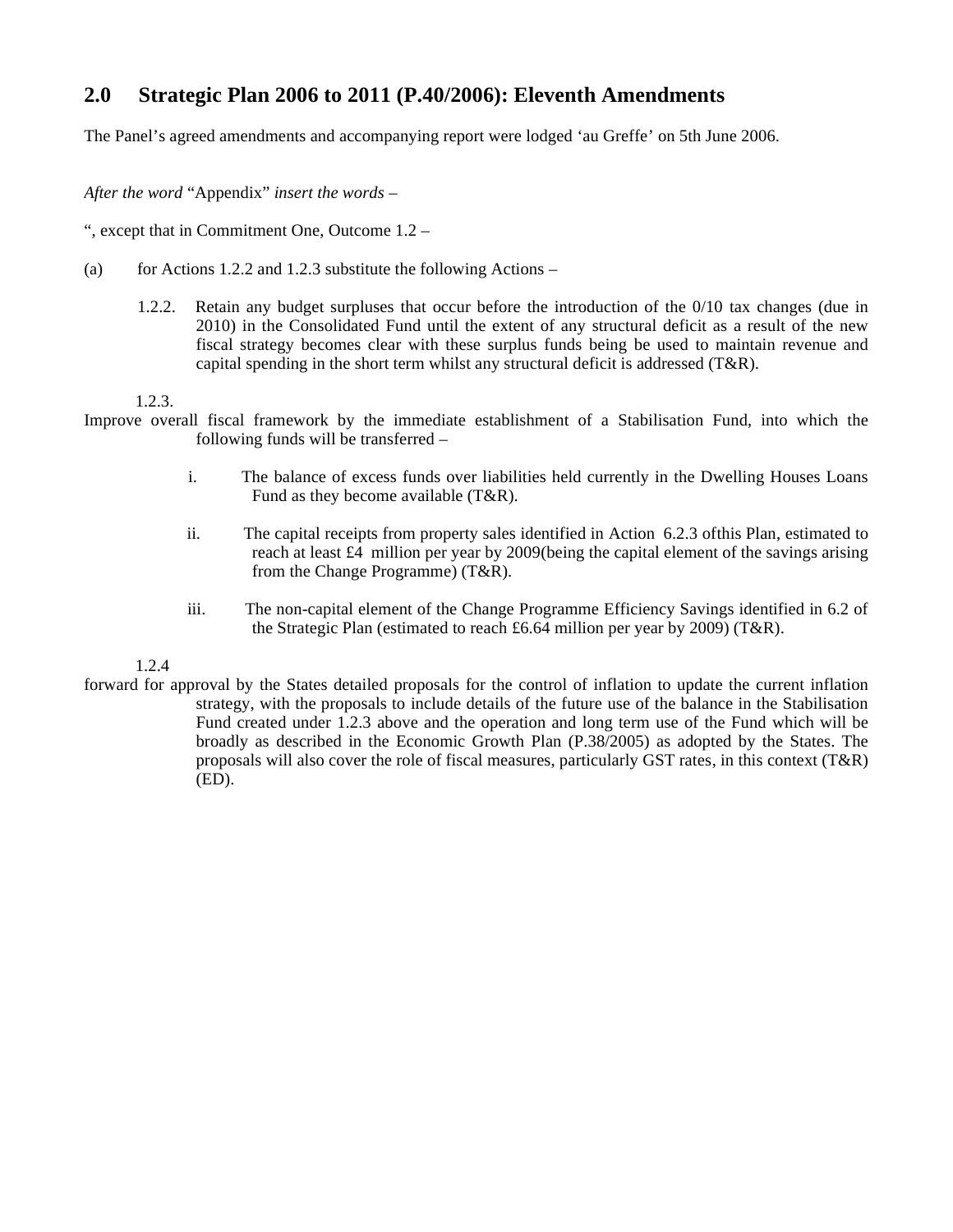## 2.0 Strategic Plan 2006 to 2011 (P.40/2006): Eleventh Amendments

The Panel's agreed amendments and accompanying report were lodged 'au Greffe' on 5th June 2006.

*After the word* "Appendix" *insert the words* –

", except that in Commitment One, Outcome 1.2 –

(a) for Actions 1.2.2 and 1.2.3 substitute the following Actions –

1.2.2. Retain any budget surpluses that occur before the introduction of the 0/10 tax changes (due in 2010) in the Consolidated Fund until the extent of any structural deficit as a result of the new fiscal strategy becomes clear with these surplus funds being be used to maintain revenue and capital spending in the short term whilst any structural deficit is addressed (T&R).

1.2.3. Improve overall fiscal framework by the immediate establishment of a Stabilisation Fund, into which the following funds will be transferred –

i. The balance of excess funds over liabilities held currently in the Dwelling Houses Loans Fund as they become available (T&R).

ii. The capital receipts from property sales identified in Action 6.2.3 ofthis Plan, estimated to reach at least £4 million per year by 2009(being the capital element of the savings arising from the Change Programme) (T&R).

iii. The non-capital element of the Change Programme Efficiency Savings identified in 6.2 of the Strategic Plan (estimated to reach £6.64 million per year by 2009) (T&R).

1.2.4 forward for approval by the States detailed proposals for the control of inflation to update the current inflation strategy, with the proposals to include details of the future use of the balance in the Stabilisation Fund created under 1.2.3 above and the operation and long term use of the Fund which will be broadly as described in the Economic Growth Plan (P.38/2005) as adopted by the States. The proposals will also cover the role of fiscal measures, particularly GST rates, in this context (T&R) (ED).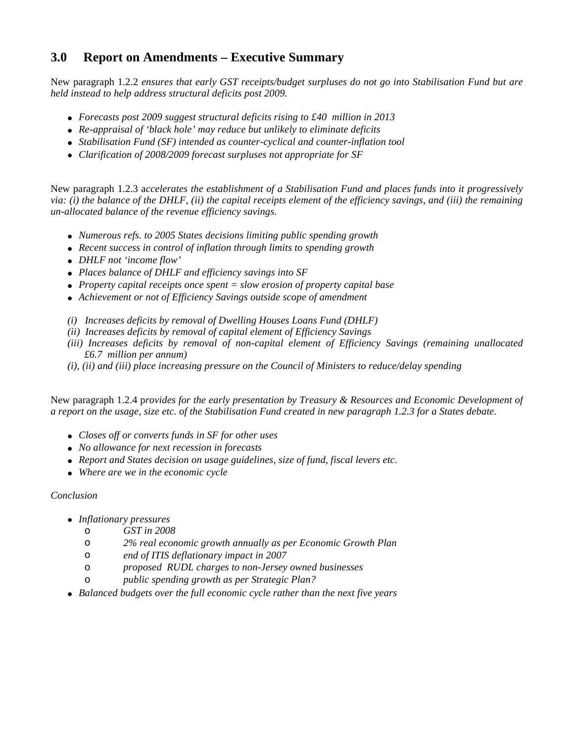## 3.0 Report on Amendments – Executive Summary

New paragraph 1.2.2 *ensures that early GST receipts/budget surpluses do not go into Stabilisation Fund but are held instead to help address structural deficits post 2009.*

- *Forecasts post 2009 suggest structural deficits rising to £40 million in 2013*
- *Re-appraisal of 'black hole' may reduce but unlikely to eliminate deficits*
- *Stabilisation Fund (SF) intended as counter-cyclical and counter-inflation tool*
- *Clarification of 2008/2009 forecast surpluses not appropriate for SF*

New paragraph 1.2.3 a*ccelerates the establishment of a Stabilisation Fund and places funds into it progressively via: (i) the balance of the DHLF, (ii) the capital receipts element of the efficiency savings, and (iii) the remaining un-allocated balance of the revenue efficiency savings.*

- *Numerous refs. to 2005 States decisions limiting public spending growth*
- *Recent success in control of inflation through limits to spending growth*
- *DHLF not 'income flow'*
- *Places balance of DHLF and efficiency savings into SF*
- *Property capital receipts once spent = slow erosion of property capital base*
- *Achievement or not of Efficiency Savings outside scope of amendment*

*(i) Increases deficits by removal of Dwelling Houses Loans Fund (DHLF)*
*(ii) Increases deficits by removal of capital element of Efficiency Savings*
*(iii) Increases deficits by removal of non-capital element of Efficiency Savings (remaining unallocated £6.7 million per annum)*
*(i), (ii) and (iii) place increasing pressure on the Council of Ministers to reduce/delay spending*

New paragraph 1.2.4 p*rovides for the early presentation by Treasury & Resources and Economic Development of a report on the usage, size etc. of the Stabilisation Fund created in new paragraph 1.2.3 for a States debate.*

- *Closes off or converts funds in SF for other uses*
- *No allowance for next recession in forecasts*
- *Report and States decision on usage guidelines, size of fund, fiscal levers etc.*
- *Where are we in the economic cycle*

*Conclusion*

- *Inflationary pressures*
  - *GST in 2008*
  - *2% real economic growth annually as per Economic Growth Plan*
  - *end of ITIS deflationary impact in 2007*
  - *proposed RUDL charges to non-Jersey owned businesses*
  - *public spending growth as per Strategic Plan?*
- *Balanced budgets over the full economic cycle rather than the next five years*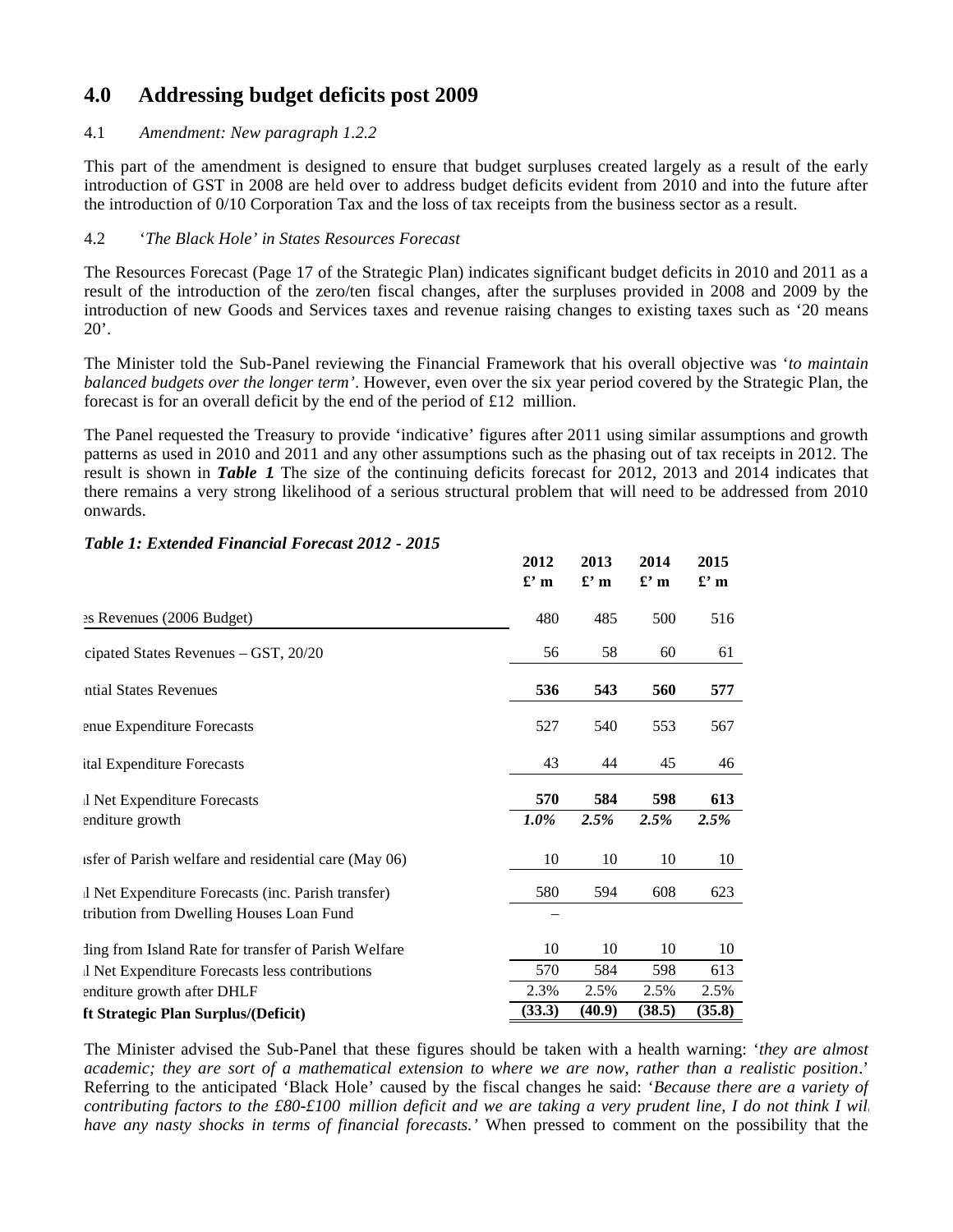## 4.0 Addressing budget deficits post 2009

4.1 *Amendment: New paragraph 1.2.2*

This part of the amendment is designed to ensure that budget surpluses created largely as a result of the early introduction of GST in 2008 are held over to address budget deficits evident from 2010 and into the future after the introduction of 0/10 Corporation Tax and the loss of tax receipts from the business sector as a result.

4.2 '*The Black Hole' in States Resources Forecast*

The Resources Forecast (Page 17 of the Strategic Plan) indicates significant budget deficits in 2010 and 2011 as a result of the introduction of the zero/ten fiscal changes, after the surpluses provided in 2008 and 2009 by the introduction of new Goods and Services taxes and revenue raising changes to existing taxes such as '20 means 20'.

The Minister told the Sub-Panel reviewing the Financial Framework that his overall objective was '*to maintain balanced budgets over the longer term'*. However, even over the six year period covered by the Strategic Plan, the forecast is for an overall deficit by the end of the period of £12 million.

The Panel requested the Treasury to provide 'indicative' figures after 2011 using similar assumptions and growth patterns as used in 2010 and 2011 and any other assumptions such as the phasing out of tax receipts in 2012. The result is shown in ***Table 1***. The size of the continuing deficits forecast for 2012, 2013 and 2014 indicates that there remains a very strong likelihood of a serious structural problem that will need to be addressed from 2010 onwards.

***Table 1: Extended Financial Forecast 2012 - 2015***

| | 2012 £' m | 2013 £' m | 2014 £' m | 2015 £' m |
|---|---|---|---|---|
| es Revenues (2006 Budget) | 480 | 485 | 500 | 516 |
| cipated States Revenues – GST, 20/20 | 56 | 58 | 60 | 61 |
| ntial States Revenues | **536** | **543** | **560** | **577** |
| enue Expenditure Forecasts | 527 | 540 | 553 | 567 |
| ital Expenditure Forecasts | 43 | 44 | 45 | 46 |
| l Net Expenditure Forecasts | **570** | **584** | **598** | **613** |
| enditure growth | ***1.0%*** | ***2.5%*** | ***2.5%*** | ***2.5%*** |
| isfer of Parish welfare and residential care (May 06) | 10 | 10 | 10 | 10 |
| l Net Expenditure Forecasts (inc. Parish transfer) | 580 | 594 | 608 | 623 |
| tribution from Dwelling Houses Loan Fund | – | | | |
| ding from Island Rate for transfer of Parish Welfare | 10 | 10 | 10 | 10 |
| l Net Expenditure Forecasts less contributions | 570 | 584 | 598 | 613 |
| enditure growth after DHLF | 2.3% | 2.5% | 2.5% | 2.5% |
| **ft Strategic Plan Surplus/(Deficit)** | **(33.3)** | **(40.9)** | **(38.5)** | **(35.8)** |

The Minister advised the Sub-Panel that these figures should be taken with a health warning: '*they are almost academic; they are sort of a mathematical extension to where we are now, rather than a realistic position*.' Referring to the anticipated 'Black Hole' caused by the fiscal changes he said: '*Because there are a variety of contributing factors to the £80-£100 million deficit and we are taking a very prudent line, I do not think I will have any nasty shocks in terms of financial forecasts.'* When pressed to comment on the possibility that the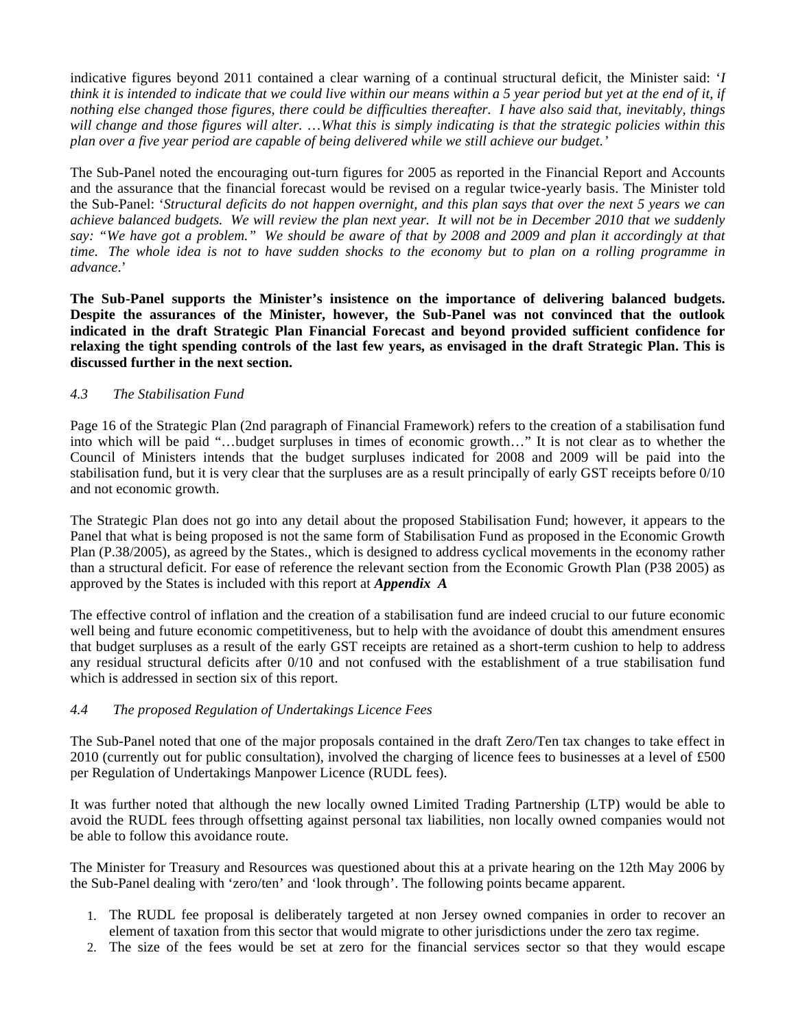indicative figures beyond 2011 contained a clear warning of a continual structural deficit, the Minister said: '*I think it is intended to indicate that we could live within our means within a 5 year period but yet at the end of it, if nothing else changed those figures, there could be difficulties thereafter. I have also said that, inevitably, things will change and those figures will alter. …What this is simply indicating is that the strategic policies within this plan over a five year period are capable of being delivered while we still achieve our budget.*'

The Sub-Panel noted the encouraging out-turn figures for 2005 as reported in the Financial Report and Accounts and the assurance that the financial forecast would be revised on a regular twice-yearly basis. The Minister told the Sub-Panel: '*Structural deficits do not happen overnight, and this plan says that over the next 5 years we can achieve balanced budgets. We will review the plan next year. It will not be in December 2010 that we suddenly say: "We have got a problem." We should be aware of that by 2008 and 2009 and plan it accordingly at that time. The whole idea is not to have sudden shocks to the economy but to plan on a rolling programme in advance.*'

**The Sub-Panel supports the Minister's insistence on the importance of delivering balanced budgets. Despite the assurances of the Minister, however, the Sub-Panel was not convinced that the outlook indicated in the draft Strategic Plan Financial Forecast and beyond provided sufficient confidence for relaxing the tight spending controls of the last few years, as envisaged in the draft Strategic Plan. This is discussed further in the next section.**

### *4.3 The Stabilisation Fund*

Page 16 of the Strategic Plan (2nd paragraph of Financial Framework) refers to the creation of a stabilisation fund into which will be paid "…budget surpluses in times of economic growth…" It is not clear as to whether the Council of Ministers intends that the budget surpluses indicated for 2008 and 2009 will be paid into the stabilisation fund, but it is very clear that the surpluses are as a result principally of early GST receipts before 0/10 and not economic growth.

The Strategic Plan does not go into any detail about the proposed Stabilisation Fund; however, it appears to the Panel that what is being proposed is not the same form of Stabilisation Fund as proposed in the Economic Growth Plan (P.38/2005), as agreed by the States., which is designed to address cyclical movements in the economy rather than a structural deficit. For ease of reference the relevant section from the Economic Growth Plan (P38 2005) as approved by the States is included with this report at ***Appendix A***

The effective control of inflation and the creation of a stabilisation fund are indeed crucial to our future economic well being and future economic competitiveness, but to help with the avoidance of doubt this amendment ensures that budget surpluses as a result of the early GST receipts are retained as a short-term cushion to help to address any residual structural deficits after 0/10 and not confused with the establishment of a true stabilisation fund which is addressed in section six of this report.

### *4.4 The proposed Regulation of Undertakings Licence Fees*

The Sub-Panel noted that one of the major proposals contained in the draft Zero/Ten tax changes to take effect in 2010 (currently out for public consultation), involved the charging of licence fees to businesses at a level of £500 per Regulation of Undertakings Manpower Licence (RUDL fees).

It was further noted that although the new locally owned Limited Trading Partnership (LTP) would be able to avoid the RUDL fees through offsetting against personal tax liabilities, non locally owned companies would not be able to follow this avoidance route.

The Minister for Treasury and Resources was questioned about this at a private hearing on the 12th May 2006 by the Sub-Panel dealing with 'zero/ten' and 'look through'. The following points became apparent.

1. The RUDL fee proposal is deliberately targeted at non Jersey owned companies in order to recover an element of taxation from this sector that would migrate to other jurisdictions under the zero tax regime.
2. The size of the fees would be set at zero for the financial services sector so that they would escape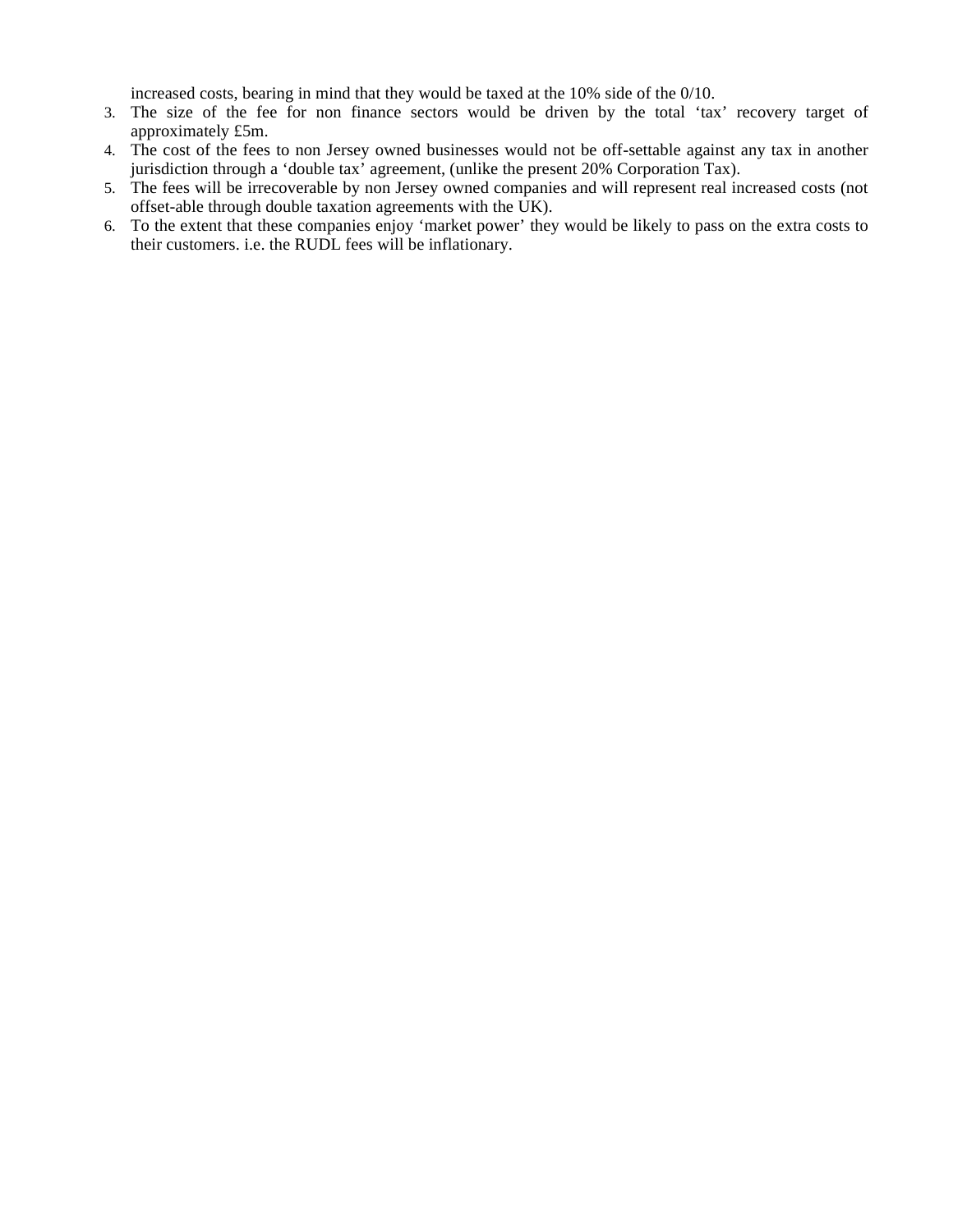increased costs, bearing in mind that they would be taxed at the 10% side of the 0/10.

3. The size of the fee for non finance sectors would be driven by the total ‘tax’ recovery target of approximately £5m.
4. The cost of the fees to non Jersey owned businesses would not be off-settable against any tax in another jurisdiction through a ‘double tax’ agreement, (unlike the present 20% Corporation Tax).
5. The fees will be irrecoverable by non Jersey owned companies and will represent real increased costs (not offset-able through double taxation agreements with the UK).
6. To the extent that these companies enjoy ‘market power’ they would be likely to pass on the extra costs to their customers. i.e. the RUDL fees will be inflationary.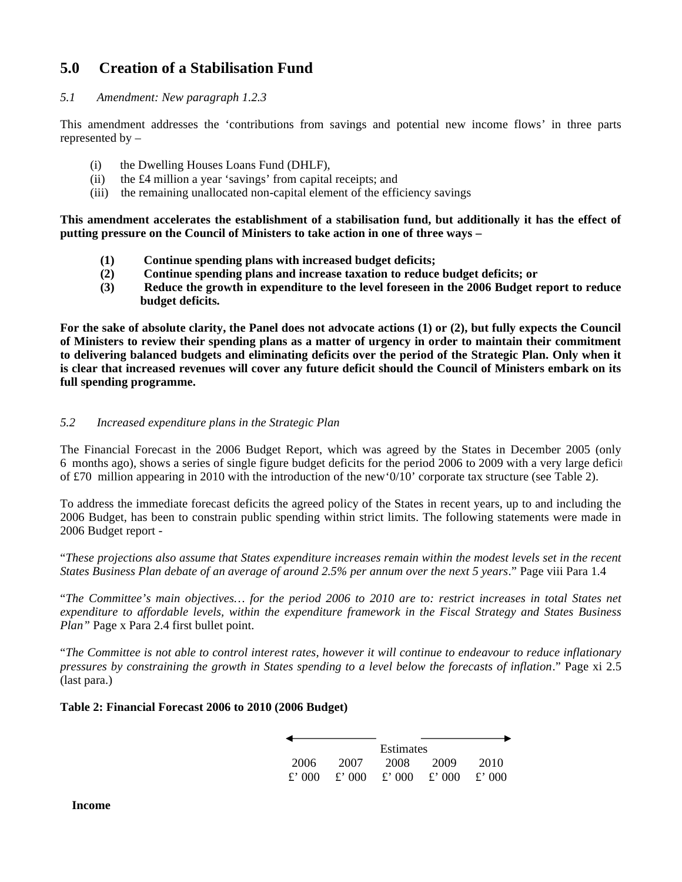## 5.0 Creation of a Stabilisation Fund

*5.1 Amendment: New paragraph 1.2.3*

This amendment addresses the 'contributions from savings and potential new income flows' in three parts represented by –

(i) the Dwelling Houses Loans Fund (DHLF),
(ii) the £4 million a year 'savings' from capital receipts; and
(iii) the remaining unallocated non-capital element of the efficiency savings

**This amendment accelerates the establishment of a stabilisation fund, but additionally it has the effect of putting pressure on the Council of Ministers to take action in one of three ways –**

**(1) Continue spending plans with increased budget deficits;**
**(2) Continue spending plans and increase taxation to reduce budget deficits; or**
**(3) Reduce the growth in expenditure to the level foreseen in the 2006 Budget report to reduce budget deficits.**

**For the sake of absolute clarity, the Panel does not advocate actions (1) or (2), but fully expects the Council of Ministers to review their spending plans as a matter of urgency in order to maintain their commitment to delivering balanced budgets and eliminating deficits over the period of the Strategic Plan. Only when it is clear that increased revenues will cover any future deficit should the Council of Ministers embark on its full spending programme.**

*5.2 Increased expenditure plans in the Strategic Plan*

The Financial Forecast in the 2006 Budget Report, which was agreed by the States in December 2005 (only 6 months ago), shows a series of single figure budget deficits for the period 2006 to 2009 with a very large deficit of £70 million appearing in 2010 with the introduction of the new'0/10' corporate tax structure (see Table 2).

To address the immediate forecast deficits the agreed policy of the States in recent years, up to and including the 2006 Budget, has been to constrain public spending within strict limits. The following statements were made in 2006 Budget report -

"*These projections also assume that States expenditure increases remain within the modest levels set in the recent States Business Plan debate of an average of around 2.5% per annum over the next 5 years*." Page viii Para 1.4

"*The Committee's main objectives… for the period 2006 to 2010 are to: restrict increases in total States net expenditure to affordable levels, within the expenditure framework in the Fiscal Strategy and States Business Plan"* Page x Para 2.4 first bullet point.

"*The Committee is not able to control interest rates, however it will continue to endeavour to reduce inflationary pressures by constraining the growth in States spending to a level below the forecasts of inflation*." Page xi 2.5 (last para.)

**Table 2: Financial Forecast 2006 to 2010 (2006 Budget)**

| | Estimates | | | | |
|---|---|---|---|---|---|
| | 2006 | 2007 | 2008 | 2009 | 2010 |
| | £' 000 | £' 000 | £' 000 | £' 000 | £' 000 |
| **Income** | | | | | |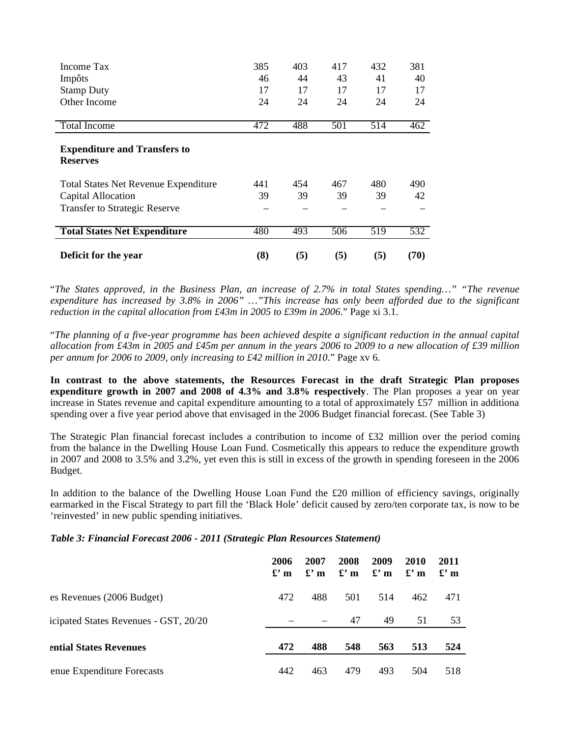| | | | | | |
|---|---|---|---|---|---|
| Income Tax | 385 | 403 | 417 | 432 | 381 |
| Impôts | 46 | 44 | 43 | 41 | 40 |
| Stamp Duty | 17 | 17 | 17 | 17 | 17 |
| Other Income | 24 | 24 | 24 | 24 | 24 |
| Total Income | 472 | 488 | 501 | 514 | 462 |
| **Expenditure and Transfers to Reserves** | | | | | |
| Total States Net Revenue Expenditure | 441 | 454 | 467 | 480 | 490 |
| Capital Allocation | 39 | 39 | 39 | 39 | 42 |
| Transfer to Strategic Reserve | – | – | – | – | – |
| **Total States Net Expenditure** | 480 | 493 | 506 | 519 | 532 |
| **Deficit for the year** | **(8)** | **(5)** | **(5)** | **(5)** | **(70)** |

"*The States approved, in the Business Plan, an increase of 2.7% in total States spending…" "The revenue expenditure has increased by 3.8% in 2006" …"This increase has only been afforded due to the significant reduction in the capital allocation from £43m in 2005 to £39m in 2006*." Page xi 3.1.

"*The planning of a five-year programme has been achieved despite a significant reduction in the annual capital allocation from £43m in 2005 and £45m per annum in the years 2006 to 2009 to a new allocation of £39 million per annum for 2006 to 2009, only increasing to £42 million in 2010*." Page xv 6.

**In contrast to the above statements, the Resources Forecast in the draft Strategic Plan proposes expenditure growth in 2007 and 2008 of 4.3% and 3.8% respectively**. The Plan proposes a year on year increase in States revenue and capital expenditure amounting to a total of approximately £57 million in additional spending over a five year period above that envisaged in the 2006 Budget financial forecast. (See Table 3)

The Strategic Plan financial forecast includes a contribution to income of £32 million over the period coming from the balance in the Dwelling House Loan Fund. Cosmetically this appears to reduce the expenditure growth in 2007 and 2008 to 3.5% and 3.2%, yet even this is still in excess of the growth in spending foreseen in the 2006 Budget.

In addition to the balance of the Dwelling House Loan Fund the £20 million of efficiency savings, originally earmarked in the Fiscal Strategy to part fill the 'Black Hole' deficit caused by zero/ten corporate tax, is now to be 'reinvested' in new public spending initiatives.

***Table 3: Financial Forecast 2006 - 2011 (Strategic Plan Resources Statement)***

| | 2006 £' m | 2007 £' m | 2008 £' m | 2009 £' m | 2010 £' m | 2011 £' m |
|---|---|---|---|---|---|---|
| es Revenues (2006 Budget) | 472 | 488 | 501 | 514 | 462 | 471 |
| icipated States Revenues - GST, 20/20 | – | – | 47 | 49 | 51 | 53 |
| **ential States Revenues** | **472** | **488** | **548** | **563** | **513** | **524** |
| enue Expenditure Forecasts | 442 | 463 | 479 | 493 | 504 | 518 |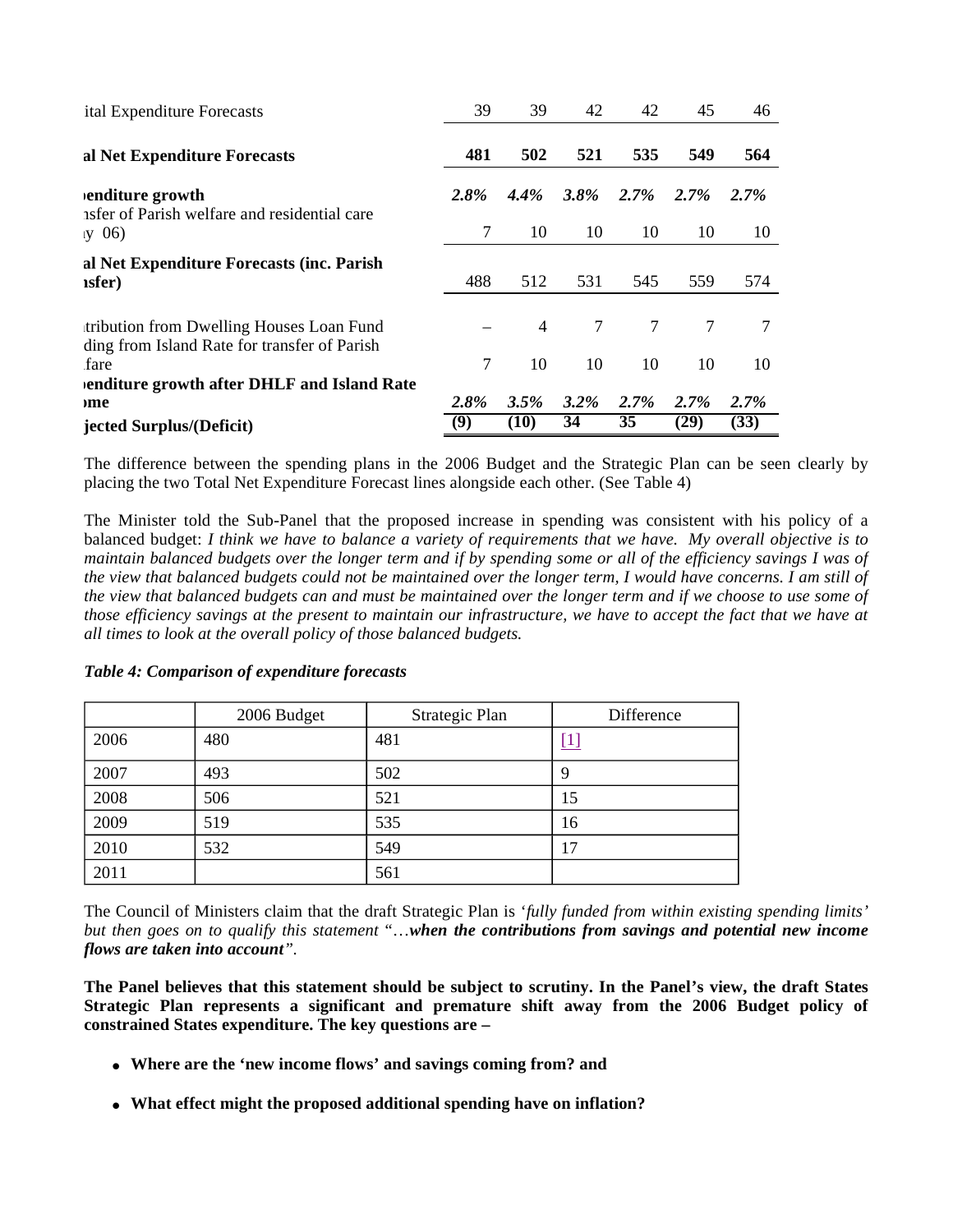| | | | | | | |
|---|---|---|---|---|---|---|
| ital Expenditure Forecasts | 39 | 39 | 42 | 42 | 45 | 46 |
| **al Net Expenditure Forecasts** | **481** | **502** | **521** | **535** | **549** | **564** |
| **enditure growth** | ***2.8%*** | ***4.4%*** | ***3.8%*** | ***2.7%*** | ***2.7%*** | ***2.7%*** |
| ısfer of Parish welfare and residential care ıy 06) | 7 | 10 | 10 | 10 | 10 | 10 |
| **al Net Expenditure Forecasts (inc. Parish ısfer)** | 488 | 512 | 531 | 545 | 559 | 574 |
| tribution from Dwelling Houses Loan Fund | – | 4 | 7 | 7 | 7 | 7 |
| ding from Island Rate for transfer of Parish fare | 7 | 10 | 10 | 10 | 10 | 10 |
| **enditure growth after DHLF and Island Rate ıme** | ***2.8%*** | ***3.5%*** | ***3.2%*** | ***2.7%*** | ***2.7%*** | ***2.7%*** |
| **jected Surplus/(Deficit)** | **(9)** | **(10)** | **34** | **35** | **(29)** | **(33)** |

The difference between the spending plans in the 2006 Budget and the Strategic Plan can be seen clearly by placing the two Total Net Expenditure Forecast lines alongside each other. (See Table 4)

The Minister told the Sub-Panel that the proposed increase in spending was consistent with his policy of a balanced budget: *I think we have to balance a variety of requirements that we have. My overall objective is to maintain balanced budgets over the longer term and if by spending some or all of the efficiency savings I was of the view that balanced budgets could not be maintained over the longer term, I would have concerns. I am still of the view that balanced budgets can and must be maintained over the longer term and if we choose to use some of those efficiency savings at the present to maintain our infrastructure, we have to accept the fact that we have at all times to look at the overall policy of those balanced budgets.*

***Table 4: Comparison of expenditure forecasts***

| | 2006 Budget | Strategic Plan | Difference |
|---|---|---|---|
| 2006 | 480 | 481 | [1] |
| 2007 | 493 | 502 | 9 |
| 2008 | 506 | 521 | 15 |
| 2009 | 519 | 535 | 16 |
| 2010 | 532 | 549 | 17 |
| 2011 | | 561 | |

The Council of Ministers claim that the draft Strategic Plan is '*fully funded from within existing spending limits'* *but then goes on to qualify this statement* "…***when the contributions from savings and potential new income flows are taken into account***".

**The Panel believes that this statement should be subject to scrutiny. In the Panel's view, the draft States Strategic Plan represents a significant and premature shift away from the 2006 Budget policy of constrained States expenditure. The key questions are –**

- **Where are the 'new income flows' and savings coming from? and**
- **What effect might the proposed additional spending have on inflation?**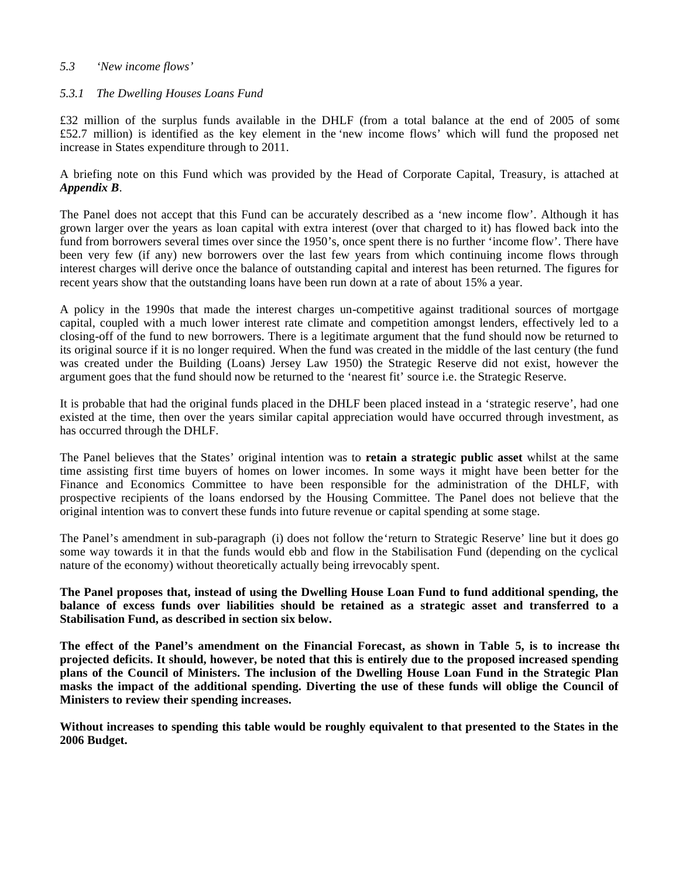*5.3 'New income flows'*

*5.3.1 The Dwelling Houses Loans Fund*

£32 million of the surplus funds available in the DHLF (from a total balance at the end of 2005 of some £52.7 million) is identified as the key element in the 'new income flows' which will fund the proposed net increase in States expenditure through to 2011.

A briefing note on this Fund which was provided by the Head of Corporate Capital, Treasury, is attached at ***Appendix B***.

The Panel does not accept that this Fund can be accurately described as a 'new income flow'. Although it has grown larger over the years as loan capital with extra interest (over that charged to it) has flowed back into the fund from borrowers several times over since the 1950's, once spent there is no further 'income flow'. There have been very few (if any) new borrowers over the last few years from which continuing income flows through interest charges will derive once the balance of outstanding capital and interest has been returned. The figures for recent years show that the outstanding loans have been run down at a rate of about 15% a year.

A policy in the 1990s that made the interest charges un-competitive against traditional sources of mortgage capital, coupled with a much lower interest rate climate and competition amongst lenders, effectively led to a closing-off of the fund to new borrowers. There is a legitimate argument that the fund should now be returned to its original source if it is no longer required. When the fund was created in the middle of the last century (the fund was created under the Building (Loans) Jersey Law 1950) the Strategic Reserve did not exist, however the argument goes that the fund should now be returned to the 'nearest fit' source i.e. the Strategic Reserve.

It is probable that had the original funds placed in the DHLF been placed instead in a 'strategic reserve', had one existed at the time, then over the years similar capital appreciation would have occurred through investment, as has occurred through the DHLF.

The Panel believes that the States' original intention was to **retain a strategic public asset** whilst at the same time assisting first time buyers of homes on lower incomes. In some ways it might have been better for the Finance and Economics Committee to have been responsible for the administration of the DHLF, with prospective recipients of the loans endorsed by the Housing Committee. The Panel does not believe that the original intention was to convert these funds into future revenue or capital spending at some stage.

The Panel's amendment in sub-paragraph (i) does not follow the 'return to Strategic Reserve' line but it does go some way towards it in that the funds would ebb and flow in the Stabilisation Fund (depending on the cyclical nature of the economy) without theoretically actually being irrevocably spent.

**The Panel proposes that, instead of using the Dwelling House Loan Fund to fund additional spending, the balance of excess funds over liabilities should be retained as a strategic asset and transferred to a Stabilisation Fund, as described in section six below.**

**The effect of the Panel's amendment on the Financial Forecast, as shown in Table 5, is to increase the projected deficits. It should, however, be noted that this is entirely due to the proposed increased spending plans of the Council of Ministers. The inclusion of the Dwelling House Loan Fund in the Strategic Plan masks the impact of the additional spending. Diverting the use of these funds will oblige the Council of Ministers to review their spending increases.**

**Without increases to spending this table would be roughly equivalent to that presented to the States in the 2006 Budget.**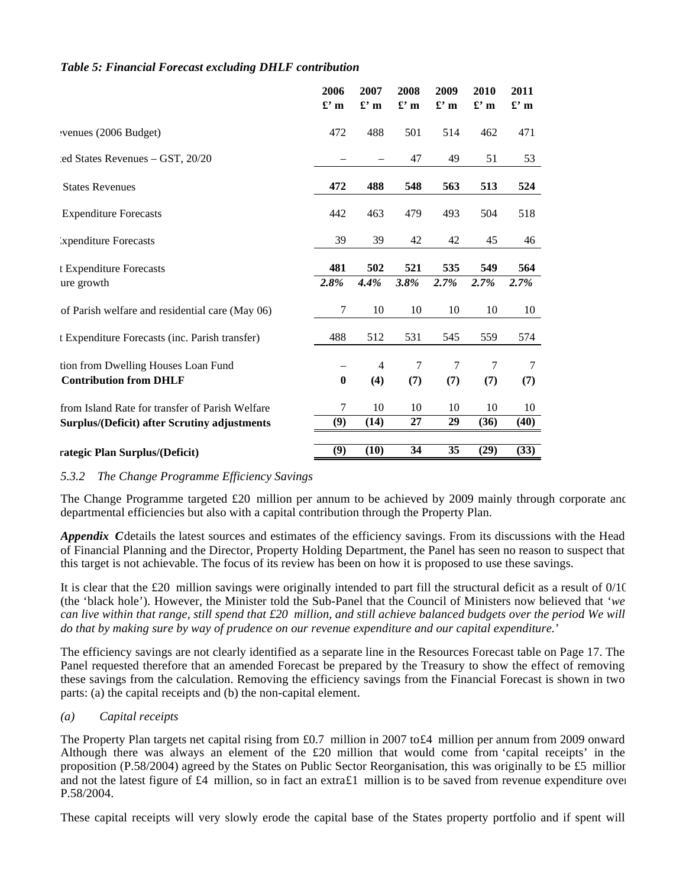*Table 5: Financial Forecast excluding DHLF contribution*

| | 2006 £' m | 2007 £' m | 2008 £' m | 2009 £' m | 2010 £' m | 2011 £' m |
|---|---|---|---|---|---|---|
| :venues (2006 Budget) | 472 | 488 | 501 | 514 | 462 | 471 |
| :ed States Revenues – GST, 20/20 | – | – | 47 | 49 | 51 | 53 |
| States Revenues | **472** | **488** | **548** | **563** | **513** | **524** |
| Expenditure Forecasts | 442 | 463 | 479 | 493 | 504 | 518 |
| :xpenditure Forecasts | 39 | 39 | 42 | 42 | 45 | 46 |
| t Expenditure Forecasts | **481** | **502** | **521** | **535** | **549** | **564** |
| ure growth | ***2.8%*** | ***4.4%*** | ***3.8%*** | ***2.7%*** | ***2.7%*** | ***2.7%*** |
| of Parish welfare and residential care (May 06) | 7 | 10 | 10 | 10 | 10 | 10 |
| t Expenditure Forecasts (inc. Parish transfer) | 488 | 512 | 531 | 545 | 559 | 574 |
| tion from Dwelling Houses Loan Fund | – | 4 | 7 | 7 | 7 | 7 |
| **Contribution from DHLF** | **0** | **(4)** | **(7)** | **(7)** | **(7)** | **(7)** |
| from Island Rate for transfer of Parish Welfare | 7 | 10 | 10 | 10 | 10 | 10 |
| **Surplus/(Deficit) after Scrutiny adjustments** | **(9)** | **(14)** | **27** | **29** | **(36)** | **(40)** |
| **rategic Plan Surplus/(Deficit)** | **(9)** | **(10)** | **34** | **35** | **(29)** | **(33)** |

*5.3.2 The Change Programme Efficiency Savings*

The Change Programme targeted £20 million per annum to be achieved by 2009 mainly through corporate and departmental efficiencies but also with a capital contribution through the Property Plan.

***Appendix C*** details the latest sources and estimates of the efficiency savings. From its discussions with the Head of Financial Planning and the Director, Property Holding Department, the Panel has seen no reason to suspect that this target is not achievable. The focus of its review has been on how it is proposed to use these savings.

It is clear that the £20 million savings were originally intended to part fill the structural deficit as a result of 0/10 (the 'black hole'). However, the Minister told the Sub-Panel that the Council of Ministers now believed that *'we can live within that range, still spend that £20 million, and still achieve balanced budgets over the period We will do that by making sure by way of prudence on our revenue expenditure and our capital expenditure.'*

The efficiency savings are not clearly identified as a separate line in the Resources Forecast table on Page 17. The Panel requested therefore that an amended Forecast be prepared by the Treasury to show the effect of removing these savings from the calculation. Removing the efficiency savings from the Financial Forecast is shown in two parts: (a) the capital receipts and (b) the non-capital element.

*(a) Capital receipts*

The Property Plan targets net capital rising from £0.7 million in 2007 to £4 million per annum from 2009 onward. Although there was always an element of the £20 million that would come from 'capital receipts' in the proposition (P.58/2004) agreed by the States on Public Sector Reorganisation, this was originally to be £5 million and not the latest figure of £4 million, so in fact an extra £1 million is to be saved from revenue expenditure over P.58/2004.

These capital receipts will very slowly erode the capital base of the States property portfolio and if spent will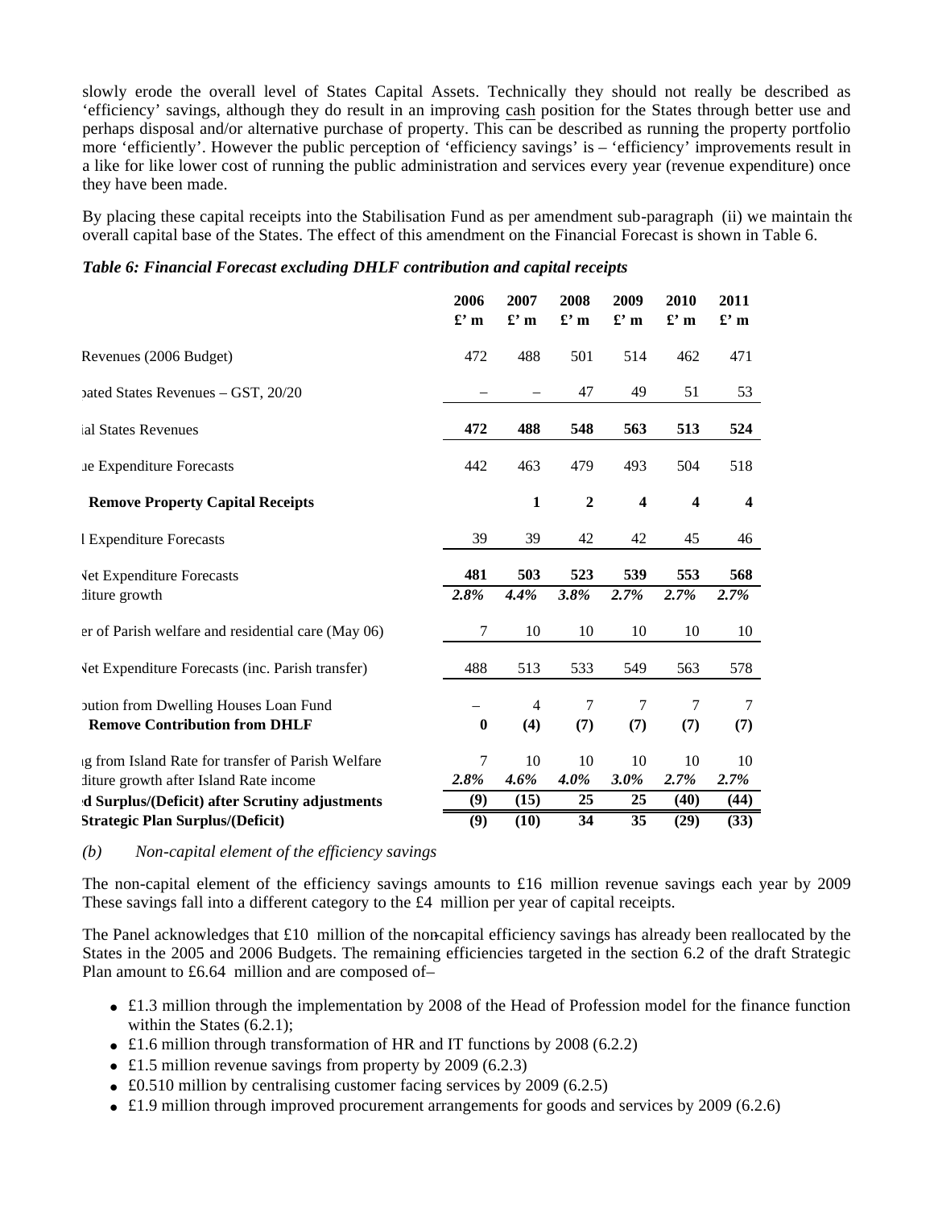slowly erode the overall level of States Capital Assets. Technically they should not really be described as 'efficiency' savings, although they do result in an improving cash position for the States through better use and perhaps disposal and/or alternative purchase of property. This can be described as running the property portfolio more 'efficiently'. However the public perception of 'efficiency savings' is – 'efficiency' improvements result in a like for like lower cost of running the public administration and services every year (revenue expenditure) once they have been made.

By placing these capital receipts into the Stabilisation Fund as per amendment sub-paragraph (ii) we maintain the overall capital base of the States. The effect of this amendment on the Financial Forecast is shown in Table 6.

***Table 6: Financial Forecast excluding DHLF contribution and capital receipts***

| | 2006 £' m | 2007 £' m | 2008 £' m | 2009 £' m | 2010 £' m | 2011 £' m |
|---|---|---|---|---|---|---|
| Revenues (2006 Budget) | 472 | 488 | 501 | 514 | 462 | 471 |
| ›ated States Revenues – GST, 20/20 | – | – | 47 | 49 | 51 | 53 |
| ial States Revenues | **472** | **488** | **548** | **563** | **513** | **524** |
| ue Expenditure Forecasts | 442 | 463 | 479 | 493 | 504 | 518 |
| **Remove Property Capital Receipts** | | **1** | **2** | **4** | **4** | **4** |
| l Expenditure Forecasts | 39 | 39 | 42 | 42 | 45 | 46 |
| Net Expenditure Forecasts | **481** | **503** | **523** | **539** | **553** | **568** |
| diture growth | ***2.8%*** | ***4.4%*** | ***3.8%*** | ***2.7%*** | ***2.7%*** | ***2.7%*** |
| er of Parish welfare and residential care (May 06) | 7 | 10 | 10 | 10 | 10 | 10 |
| Net Expenditure Forecasts (inc. Parish transfer) | 488 | 513 | 533 | 549 | 563 | 578 |
| ›ution from Dwelling Houses Loan Fund | – | 4 | 7 | 7 | 7 | 7 |
| **Remove Contribution from DHLF** | **0** | **(4)** | **(7)** | **(7)** | **(7)** | **(7)** |
| ig from Island Rate for transfer of Parish Welfare | 7 | 10 | 10 | 10 | 10 | 10 |
| diture growth after Island Rate income | ***2.8%*** | ***4.6%*** | ***4.0%*** | ***3.0%*** | ***2.7%*** | ***2.7%*** |
| **d Surplus/(Deficit) after Scrutiny adjustments** | **(9)** | **(15)** | **25** | **25** | **(40)** | **(44)** |
| **Strategic Plan Surplus/(Deficit)** | **(9)** | **(10)** | **34** | **35** | **(29)** | **(33)** |

*(b) Non-capital element of the efficiency savings*

The non-capital element of the efficiency savings amounts to £16 million revenue savings each year by 2009. These savings fall into a different category to the £4 million per year of capital receipts.

The Panel acknowledges that £10 million of the non-capital efficiency savings has already been reallocated by the States in the 2005 and 2006 Budgets. The remaining efficiencies targeted in the section 6.2 of the draft Strategic Plan amount to £6.64 million and are composed of–

- £1.3 million through the implementation by 2008 of the Head of Profession model for the finance function within the States (6.2.1);
- £1.6 million through transformation of HR and IT functions by 2008 (6.2.2)
- £1.5 million revenue savings from property by 2009 (6.2.3)
- £0.510 million by centralising customer facing services by 2009 (6.2.5)
- £1.9 million through improved procurement arrangements for goods and services by 2009 (6.2.6)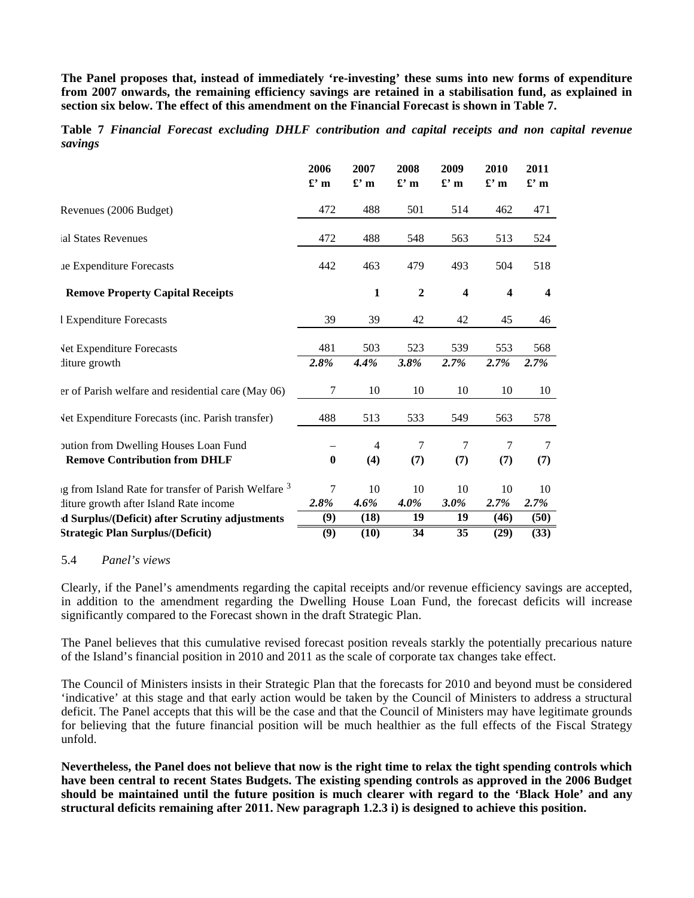**The Panel proposes that, instead of immediately 're-investing' these sums into new forms of expenditure from 2007 onwards, the remaining efficiency savings are retained in a stabilisation fund, as explained in section six below. The effect of this amendment on the Financial Forecast is shown in Table 7.**

**Table 7** ***Financial Forecast excluding DHLF contribution and capital receipts and non capital revenue savings***

| | 2006 £' m | 2007 £' m | 2008 £' m | 2009 £' m | 2010 £' m | 2011 £' m |
|---|---|---|---|---|---|---|
| Revenues (2006 Budget) | 472 | 488 | 501 | 514 | 462 | 471 |
| ial States Revenues | 472 | 488 | 548 | 563 | 513 | 524 |
| ue Expenditure Forecasts | 442 | 463 | 479 | 493 | 504 | 518 |
| **Remove Property Capital Receipts** | | **1** | **2** | **4** | **4** | **4** |
| l Expenditure Forecasts | 39 | 39 | 42 | 42 | 45 | 46 |
| Net Expenditure Forecasts | 481 | 503 | 523 | 539 | 553 | 568 |
| diture growth | *2.8%* | *4.4%* | *3.8%* | *2.7%* | *2.7%* | *2.7%* |
| er of Parish welfare and residential care (May 06) | 7 | 10 | 10 | 10 | 10 | 10 |
| Net Expenditure Forecasts (inc. Parish transfer) | 488 | 513 | 533 | 549 | 563 | 578 |
| bution from Dwelling Houses Loan Fund | – | 4 | 7 | 7 | 7 | 7 |
| **Remove Contribution from DHLF** | **0** | **(4)** | **(7)** | **(7)** | **(7)** | **(7)** |
| ig from Island Rate for transfer of Parish Welfare [3] | 7 | 10 | 10 | 10 | 10 | 10 |
| diture growth after Island Rate income | *2.8%* | *4.6%* | *4.0%* | *3.0%* | *2.7%* | *2.7%* |
| **d Surplus/(Deficit) after Scrutiny adjustments** | **(9)** | **(18)** | **19** | **19** | **(46)** | **(50)** |
| **Strategic Plan Surplus/(Deficit)** | **(9)** | **(10)** | **34** | **35** | **(29)** | **(33)** |

5.4 *Panel's views*

Clearly, if the Panel's amendments regarding the capital receipts and/or revenue efficiency savings are accepted, in addition to the amendment regarding the Dwelling House Loan Fund, the forecast deficits will increase significantly compared to the Forecast shown in the draft Strategic Plan.

The Panel believes that this cumulative revised forecast position reveals starkly the potentially precarious nature of the Island's financial position in 2010 and 2011 as the scale of corporate tax changes take effect.

The Council of Ministers insists in their Strategic Plan that the forecasts for 2010 and beyond must be considered 'indicative' at this stage and that early action would be taken by the Council of Ministers to address a structural deficit. The Panel accepts that this will be the case and that the Council of Ministers may have legitimate grounds for believing that the future financial position will be much healthier as the full effects of the Fiscal Strategy unfold.

**Nevertheless, the Panel does not believe that now is the right time to relax the tight spending controls which have been central to recent States Budgets. The existing spending controls as approved in the 2006 Budget should be maintained until the future position is much clearer with regard to the 'Black Hole' and any structural deficits remaining after 2011. New paragraph 1.2.3 i) is designed to achieve this position.**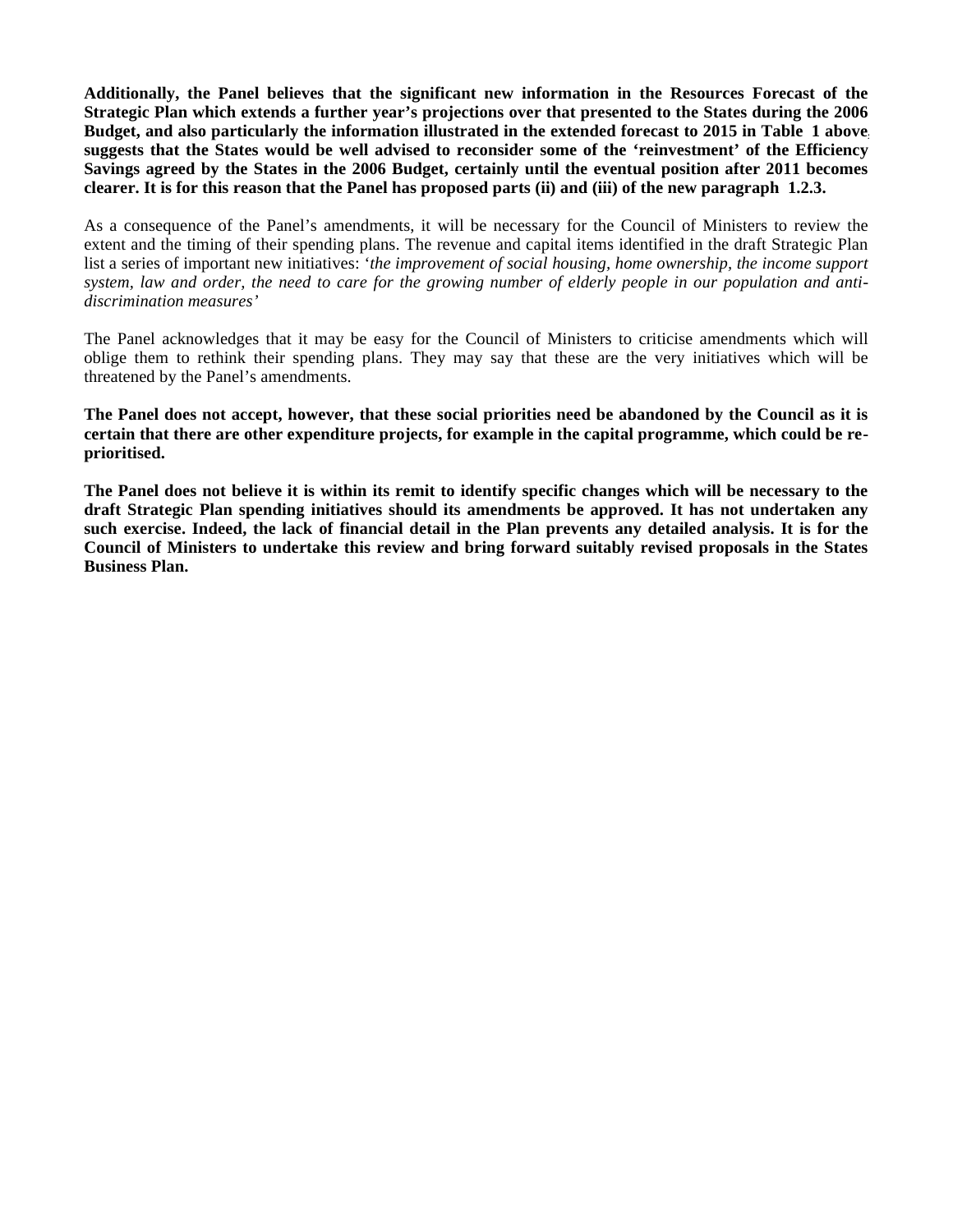**Additionally, the Panel believes that the significant new information in the Resources Forecast of the Strategic Plan which extends a further year's projections over that presented to the States during the 2006 Budget, and also particularly the information illustrated in the extended forecast to 2015 in Table 1 above, suggests that the States would be well advised to reconsider some of the 'reinvestment' of the Efficiency Savings agreed by the States in the 2006 Budget, certainly until the eventual position after 2011 becomes clearer. It is for this reason that the Panel has proposed parts (ii) and (iii) of the new paragraph 1.2.3.**

As a consequence of the Panel's amendments, it will be necessary for the Council of Ministers to review the extent and the timing of their spending plans. The revenue and capital items identified in the draft Strategic Plan list a series of important new initiatives: '*the improvement of social housing, home ownership, the income support system, law and order, the need to care for the growing number of elderly people in our population and anti-discrimination measures'*

The Panel acknowledges that it may be easy for the Council of Ministers to criticise amendments which will oblige them to rethink their spending plans. They may say that these are the very initiatives which will be threatened by the Panel's amendments.

**The Panel does not accept, however, that these social priorities need be abandoned by the Council as it is certain that there are other expenditure projects, for example in the capital programme, which could be re-prioritised.**

**The Panel does not believe it is within its remit to identify specific changes which will be necessary to the draft Strategic Plan spending initiatives should its amendments be approved. It has not undertaken any such exercise. Indeed, the lack of financial detail in the Plan prevents any detailed analysis. It is for the Council of Ministers to undertake this review and bring forward suitably revised proposals in the States Business Plan.**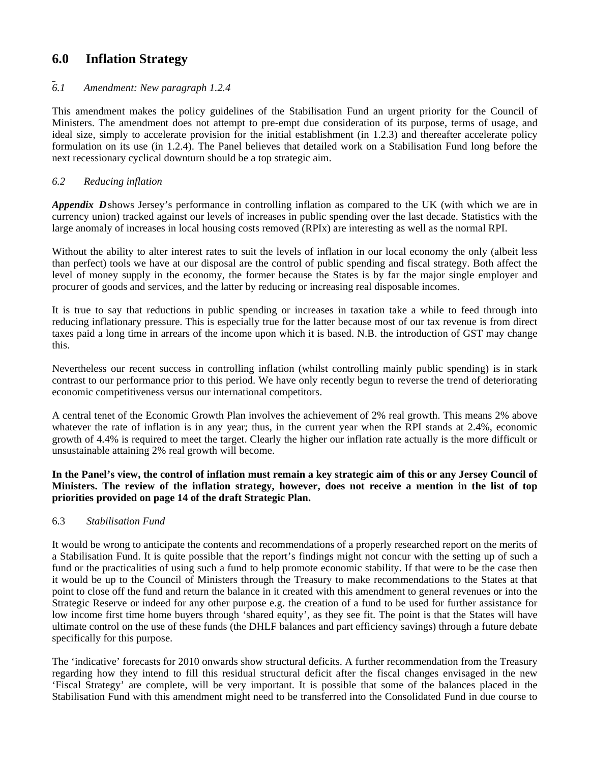## 6.0 Inflation Strategy

*6.1 Amendment: New paragraph 1.2.4*

This amendment makes the policy guidelines of the Stabilisation Fund an urgent priority for the Council of Ministers. The amendment does not attempt to pre-empt due consideration of its purpose, terms of usage, and ideal size, simply to accelerate provision for the initial establishment (in 1.2.3) and thereafter accelerate policy formulation on its use (in 1.2.4). The Panel believes that detailed work on a Stabilisation Fund long before the next recessionary cyclical downturn should be a top strategic aim.

*6.2 Reducing inflation*

***Appendix D*** shows Jersey's performance in controlling inflation as compared to the UK (with which we are in currency union) tracked against our levels of increases in public spending over the last decade. Statistics with the large anomaly of increases in local housing costs removed (RPIx) are interesting as well as the normal RPI.

Without the ability to alter interest rates to suit the levels of inflation in our local economy the only (albeit less than perfect) tools we have at our disposal are the control of public spending and fiscal strategy. Both affect the level of money supply in the economy, the former because the States is by far the major single employer and procurer of goods and services, and the latter by reducing or increasing real disposable incomes.

It is true to say that reductions in public spending or increases in taxation take a while to feed through into reducing inflationary pressure. This is especially true for the latter because most of our tax revenue is from direct taxes paid a long time in arrears of the income upon which it is based. N.B. the introduction of GST may change this.

Nevertheless our recent success in controlling inflation (whilst controlling mainly public spending) is in stark contrast to our performance prior to this period. We have only recently begun to reverse the trend of deteriorating economic competitiveness versus our international competitors.

A central tenet of the Economic Growth Plan involves the achievement of 2% real growth. This means 2% above whatever the rate of inflation is in any year; thus, in the current year when the RPI stands at 2.4%, economic growth of 4.4% is required to meet the target. Clearly the higher our inflation rate actually is the more difficult or unsustainable attaining 2% real growth will become.

**In the Panel's view, the control of inflation must remain a key strategic aim of this or any Jersey Council of Ministers. The review of the inflation strategy, however, does not receive a mention in the list of top priorities provided on page 14 of the draft Strategic Plan.**

6.3 *Stabilisation Fund*

It would be wrong to anticipate the contents and recommendations of a properly researched report on the merits of a Stabilisation Fund. It is quite possible that the report's findings might not concur with the setting up of such a fund or the practicalities of using such a fund to help promote economic stability. If that were to be the case then it would be up to the Council of Ministers through the Treasury to make recommendations to the States at that point to close off the fund and return the balance in it created with this amendment to general revenues or into the Strategic Reserve or indeed for any other purpose e.g. the creation of a fund to be used for further assistance for low income first time home buyers through 'shared equity', as they see fit. The point is that the States will have ultimate control on the use of these funds (the DHLF balances and part efficiency savings) through a future debate specifically for this purpose.

The 'indicative' forecasts for 2010 onwards show structural deficits. A further recommendation from the Treasury regarding how they intend to fill this residual structural deficit after the fiscal changes envisaged in the new 'Fiscal Strategy' are complete, will be very important. It is possible that some of the balances placed in the Stabilisation Fund with this amendment might need to be transferred into the Consolidated Fund in due course to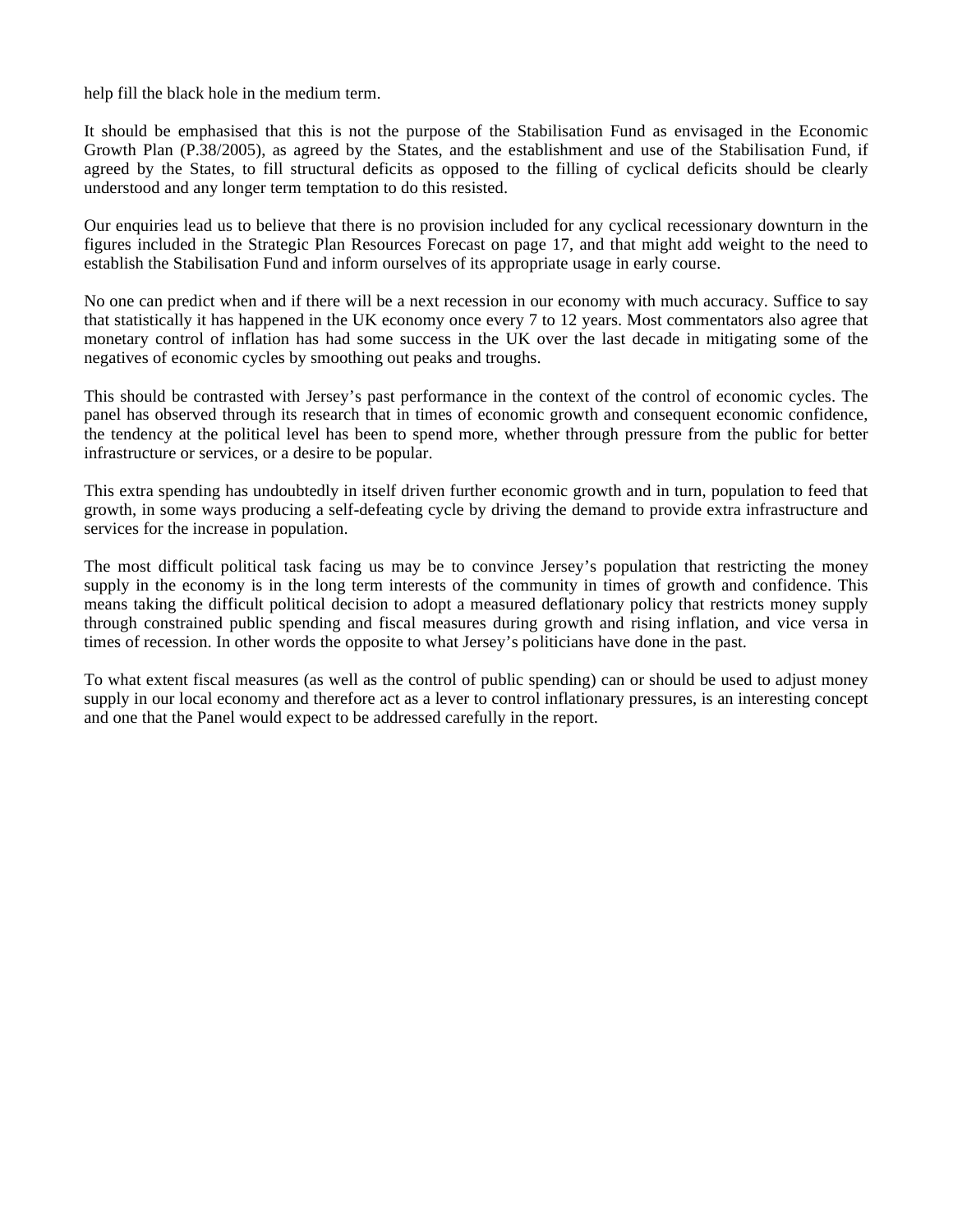help fill the black hole in the medium term.

It should be emphasised that this is not the purpose of the Stabilisation Fund as envisaged in the Economic Growth Plan (P.38/2005), as agreed by the States, and the establishment and use of the Stabilisation Fund, if agreed by the States, to fill structural deficits as opposed to the filling of cyclical deficits should be clearly understood and any longer term temptation to do this resisted.

Our enquiries lead us to believe that there is no provision included for any cyclical recessionary downturn in the figures included in the Strategic Plan Resources Forecast on page 17, and that might add weight to the need to establish the Stabilisation Fund and inform ourselves of its appropriate usage in early course.

No one can predict when and if there will be a next recession in our economy with much accuracy. Suffice to say that statistically it has happened in the UK economy once every 7 to 12 years. Most commentators also agree that monetary control of inflation has had some success in the UK over the last decade in mitigating some of the negatives of economic cycles by smoothing out peaks and troughs.

This should be contrasted with Jersey's past performance in the context of the control of economic cycles. The panel has observed through its research that in times of economic growth and consequent economic confidence, the tendency at the political level has been to spend more, whether through pressure from the public for better infrastructure or services, or a desire to be popular.

This extra spending has undoubtedly in itself driven further economic growth and in turn, population to feed that growth, in some ways producing a self-defeating cycle by driving the demand to provide extra infrastructure and services for the increase in population.

The most difficult political task facing us may be to convince Jersey's population that restricting the money supply in the economy is in the long term interests of the community in times of growth and confidence. This means taking the difficult political decision to adopt a measured deflationary policy that restricts money supply through constrained public spending and fiscal measures during growth and rising inflation, and vice versa in times of recession. In other words the opposite to what Jersey's politicians have done in the past.

To what extent fiscal measures (as well as the control of public spending) can or should be used to adjust money supply in our local economy and therefore act as a lever to control inflationary pressures, is an interesting concept and one that the Panel would expect to be addressed carefully in the report.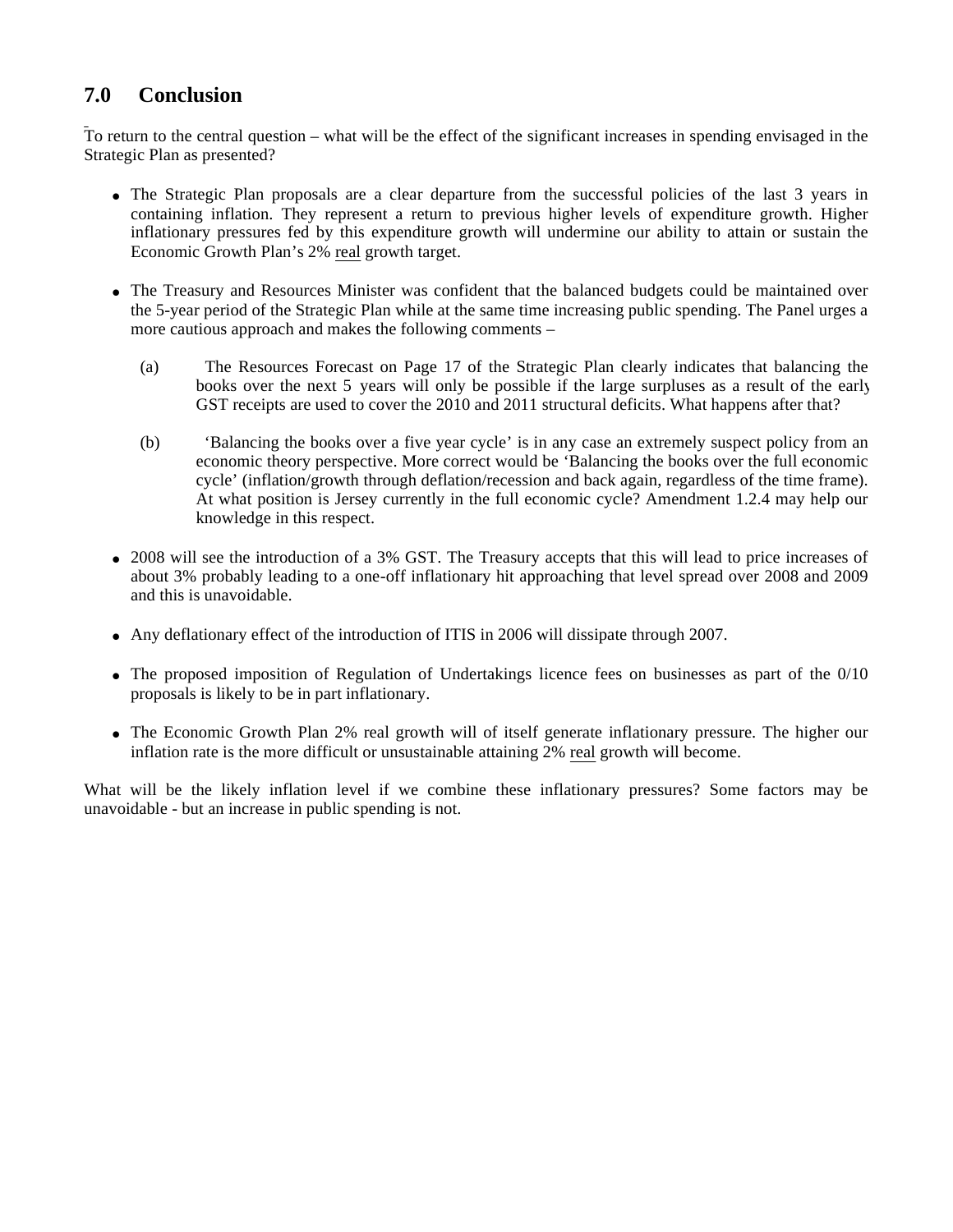## 7.0 Conclusion

To return to the central question – what will be the effect of the significant increases in spending envisaged in the Strategic Plan as presented?

- The Strategic Plan proposals are a clear departure from the successful policies of the last 3 years in containing inflation. They represent a return to previous higher levels of expenditure growth. Higher inflationary pressures fed by this expenditure growth will undermine our ability to attain or sustain the Economic Growth Plan's 2% real growth target.

- The Treasury and Resources Minister was confident that the balanced budgets could be maintained over the 5-year period of the Strategic Plan while at the same time increasing public spending. The Panel urges a more cautious approach and makes the following comments –

  (a) The Resources Forecast on Page 17 of the Strategic Plan clearly indicates that balancing the books over the next 5 years will only be possible if the large surpluses as a result of the early GST receipts are used to cover the 2010 and 2011 structural deficits. What happens after that?

  (b) 'Balancing the books over a five year cycle' is in any case an extremely suspect policy from an economic theory perspective. More correct would be 'Balancing the books over the full economic cycle' (inflation/growth through deflation/recession and back again, regardless of the time frame). At what position is Jersey currently in the full economic cycle? Amendment 1.2.4 may help our knowledge in this respect.

- 2008 will see the introduction of a 3% GST. The Treasury accepts that this will lead to price increases of about 3% probably leading to a one-off inflationary hit approaching that level spread over 2008 and 2009 and this is unavoidable.

- Any deflationary effect of the introduction of ITIS in 2006 will dissipate through 2007.

- The proposed imposition of Regulation of Undertakings licence fees on businesses as part of the 0/10 proposals is likely to be in part inflationary.

- The Economic Growth Plan 2% real growth will of itself generate inflationary pressure. The higher our inflation rate is the more difficult or unsustainable attaining 2% real growth will become.

What will be the likely inflation level if we combine these inflationary pressures? Some factors may be unavoidable - but an increase in public spending is not.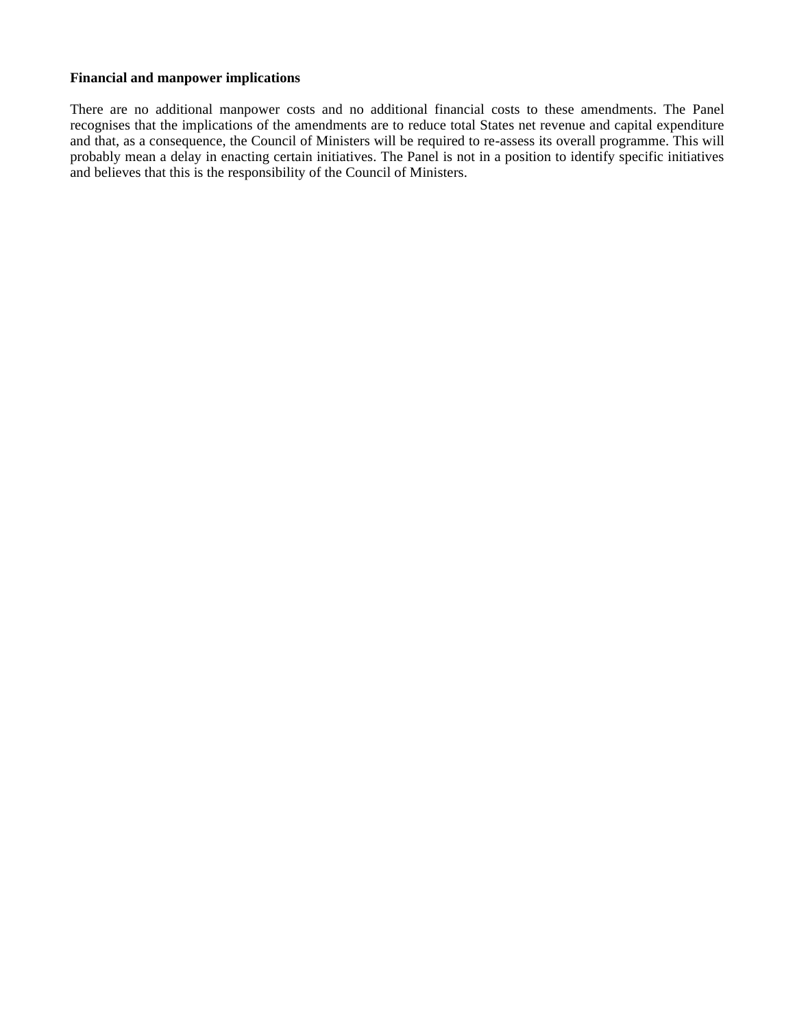**Financial and manpower implications**

There are no additional manpower costs and no additional financial costs to these amendments. The Panel recognises that the implications of the amendments are to reduce total States net revenue and capital expenditure and that, as a consequence, the Council of Ministers will be required to re-assess its overall programme. This will probably mean a delay in enacting certain initiatives. The Panel is not in a position to identify specific initiatives and believes that this is the responsibility of the Council of Ministers.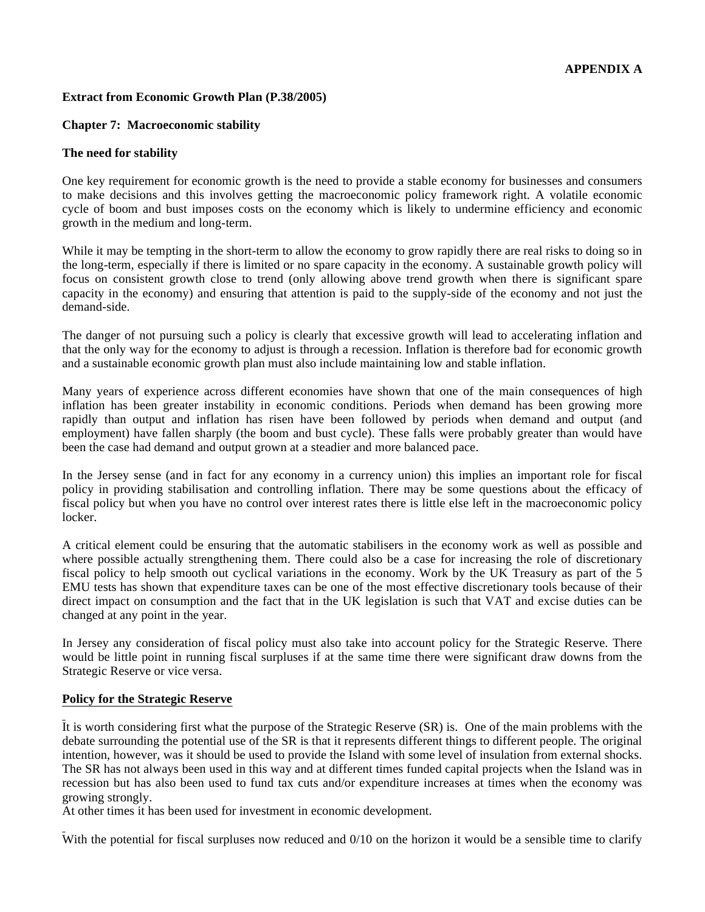**APPENDIX A**

**Extract from Economic Growth Plan (P.38/2005)**

**Chapter 7: Macroeconomic stability**

**The need for stability**

One key requirement for economic growth is the need to provide a stable economy for businesses and consumers to make decisions and this involves getting the macroeconomic policy framework right. A volatile economic cycle of boom and bust imposes costs on the economy which is likely to undermine efficiency and economic growth in the medium and long-term.

While it may be tempting in the short-term to allow the economy to grow rapidly there are real risks to doing so in the long-term, especially if there is limited or no spare capacity in the economy. A sustainable growth policy will focus on consistent growth close to trend (only allowing above trend growth when there is significant spare capacity in the economy) and ensuring that attention is paid to the supply-side of the economy and not just the demand-side.

The danger of not pursuing such a policy is clearly that excessive growth will lead to accelerating inflation and that the only way for the economy to adjust is through a recession. Inflation is therefore bad for economic growth and a sustainable economic growth plan must also include maintaining low and stable inflation.

Many years of experience across different economies have shown that one of the main consequences of high inflation has been greater instability in economic conditions. Periods when demand has been growing more rapidly than output and inflation has risen have been followed by periods when demand and output (and employment) have fallen sharply (the boom and bust cycle). These falls were probably greater than would have been the case had demand and output grown at a steadier and more balanced pace.

In the Jersey sense (and in fact for any economy in a currency union) this implies an important role for fiscal policy in providing stabilisation and controlling inflation. There may be some questions about the efficacy of fiscal policy but when you have no control over interest rates there is little else left in the macroeconomic policy locker.

A critical element could be ensuring that the automatic stabilisers in the economy work as well as possible and where possible actually strengthening them. There could also be a case for increasing the role of discretionary fiscal policy to help smooth out cyclical variations in the economy. Work by the UK Treasury as part of the 5 EMU tests has shown that expenditure taxes can be one of the most effective discretionary tools because of their direct impact on consumption and the fact that in the UK legislation is such that VAT and excise duties can be changed at any point in the year.

In Jersey any consideration of fiscal policy must also take into account policy for the Strategic Reserve. There would be little point in running fiscal surpluses if at the same time there were significant draw downs from the Strategic Reserve or vice versa.

**Policy for the Strategic Reserve**

It is worth considering first what the purpose of the Strategic Reserve (SR) is. One of the main problems with the debate surrounding the potential use of the SR is that it represents different things to different people. The original intention, however, was it should be used to provide the Island with some level of insulation from external shocks. The SR has not always been used in this way and at different times funded capital projects when the Island was in recession but has also been used to fund tax cuts and/or expenditure increases at times when the economy was growing strongly.
At other times it has been used for investment in economic development.

With the potential for fiscal surpluses now reduced and 0/10 on the horizon it would be a sensible time to clarify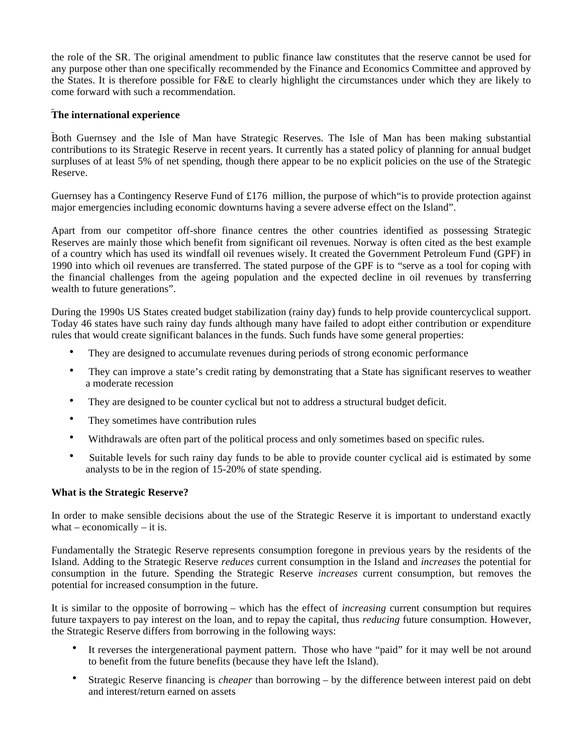the role of the SR. The original amendment to public finance law constitutes that the reserve cannot be used for any purpose other than one specifically recommended by the Finance and Economics Committee and approved by the States. It is therefore possible for F&E to clearly highlight the circumstances under which they are likely to come forward with such a recommendation.

**The international experience**

Both Guernsey and the Isle of Man have Strategic Reserves. The Isle of Man has been making substantial contributions to its Strategic Reserve in recent years. It currently has a stated policy of planning for annual budget surpluses of at least 5% of net spending, though there appear to be no explicit policies on the use of the Strategic Reserve.

Guernsey has a Contingency Reserve Fund of £176 million, the purpose of which"is to provide protection against major emergencies including economic downturns having a severe adverse effect on the Island".

Apart from our competitor off-shore finance centres the other countries identified as possessing Strategic Reserves are mainly those which benefit from significant oil revenues. Norway is often cited as the best example of a country which has used its windfall oil revenues wisely. It created the Government Petroleum Fund (GPF) in 1990 into which oil revenues are transferred. The stated purpose of the GPF is to "serve as a tool for coping with the financial challenges from the ageing population and the expected decline in oil revenues by transferring wealth to future generations".

During the 1990s US States created budget stabilization (rainy day) funds to help provide countercyclical support. Today 46 states have such rainy day funds although many have failed to adopt either contribution or expenditure rules that would create significant balances in the funds. Such funds have some general properties:

- They are designed to accumulate revenues during periods of strong economic performance
- They can improve a state's credit rating by demonstrating that a State has significant reserves to weather a moderate recession
- They are designed to be counter cyclical but not to address a structural budget deficit.
- They sometimes have contribution rules
- Withdrawals are often part of the political process and only sometimes based on specific rules.
- Suitable levels for such rainy day funds to be able to provide counter cyclical aid is estimated by some analysts to be in the region of 15-20% of state spending.

**What is the Strategic Reserve?**

In order to make sensible decisions about the use of the Strategic Reserve it is important to understand exactly what – economically – it is.

Fundamentally the Strategic Reserve represents consumption foregone in previous years by the residents of the Island. Adding to the Strategic Reserve *reduces* current consumption in the Island and *increases* the potential for consumption in the future. Spending the Strategic Reserve *increases* current consumption, but removes the potential for increased consumption in the future.

It is similar to the opposite of borrowing – which has the effect of *increasing* current consumption but requires future taxpayers to pay interest on the loan, and to repay the capital, thus *reducing* future consumption. However, the Strategic Reserve differs from borrowing in the following ways:

- It reverses the intergenerational payment pattern. Those who have "paid" for it may well be not around to benefit from the future benefits (because they have left the Island).
- Strategic Reserve financing is *cheaper* than borrowing – by the difference between interest paid on debt and interest/return earned on assets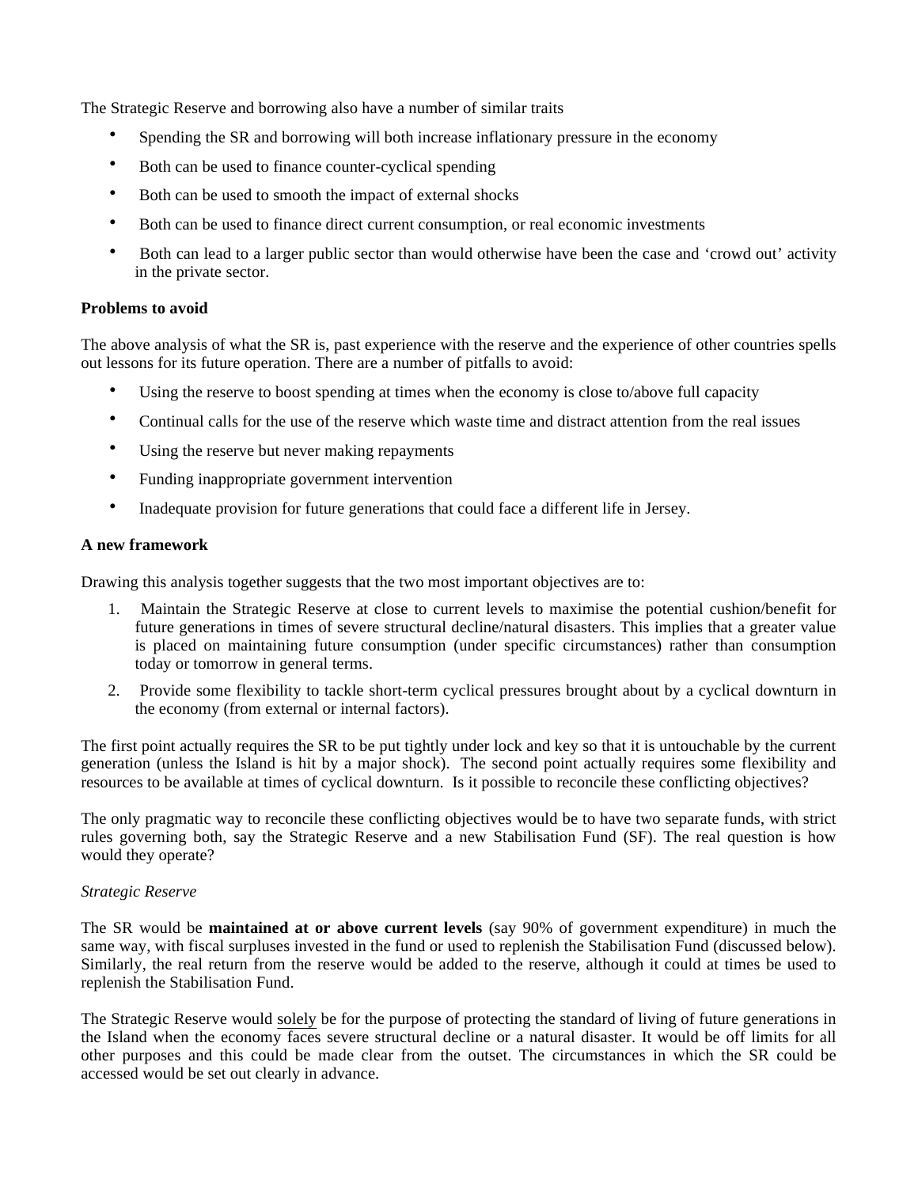The Strategic Reserve and borrowing also have a number of similar traits

- Spending the SR and borrowing will both increase inflationary pressure in the economy
- Both can be used to finance counter-cyclical spending
- Both can be used to smooth the impact of external shocks
- Both can be used to finance direct current consumption, or real economic investments
- Both can lead to a larger public sector than would otherwise have been the case and 'crowd out' activity in the private sector.

**Problems to avoid**

The above analysis of what the SR is, past experience with the reserve and the experience of other countries spells out lessons for its future operation. There are a number of pitfalls to avoid:

- Using the reserve to boost spending at times when the economy is close to/above full capacity
- Continual calls for the use of the reserve which waste time and distract attention from the real issues
- Using the reserve but never making repayments
- Funding inappropriate government intervention
- Inadequate provision for future generations that could face a different life in Jersey.

**A new framework**

Drawing this analysis together suggests that the two most important objectives are to:

1. Maintain the Strategic Reserve at close to current levels to maximise the potential cushion/benefit for future generations in times of severe structural decline/natural disasters. This implies that a greater value is placed on maintaining future consumption (under specific circumstances) rather than consumption today or tomorrow in general terms.
2. Provide some flexibility to tackle short-term cyclical pressures brought about by a cyclical downturn in the economy (from external or internal factors).

The first point actually requires the SR to be put tightly under lock and key so that it is untouchable by the current generation (unless the Island is hit by a major shock). The second point actually requires some flexibility and resources to be available at times of cyclical downturn. Is it possible to reconcile these conflicting objectives?

The only pragmatic way to reconcile these conflicting objectives would be to have two separate funds, with strict rules governing both, say the Strategic Reserve and a new Stabilisation Fund (SF). The real question is how would they operate?

*Strategic Reserve*

The SR would be **maintained at or above current levels** (say 90% of government expenditure) in much the same way, with fiscal surpluses invested in the fund or used to replenish the Stabilisation Fund (discussed below). Similarly, the real return from the reserve would be added to the reserve, although it could at times be used to replenish the Stabilisation Fund.

The Strategic Reserve would solely be for the purpose of protecting the standard of living of future generations in the Island when the economy faces severe structural decline or a natural disaster. It would be off limits for all other purposes and this could be made clear from the outset. The circumstances in which the SR could be accessed would be set out clearly in advance.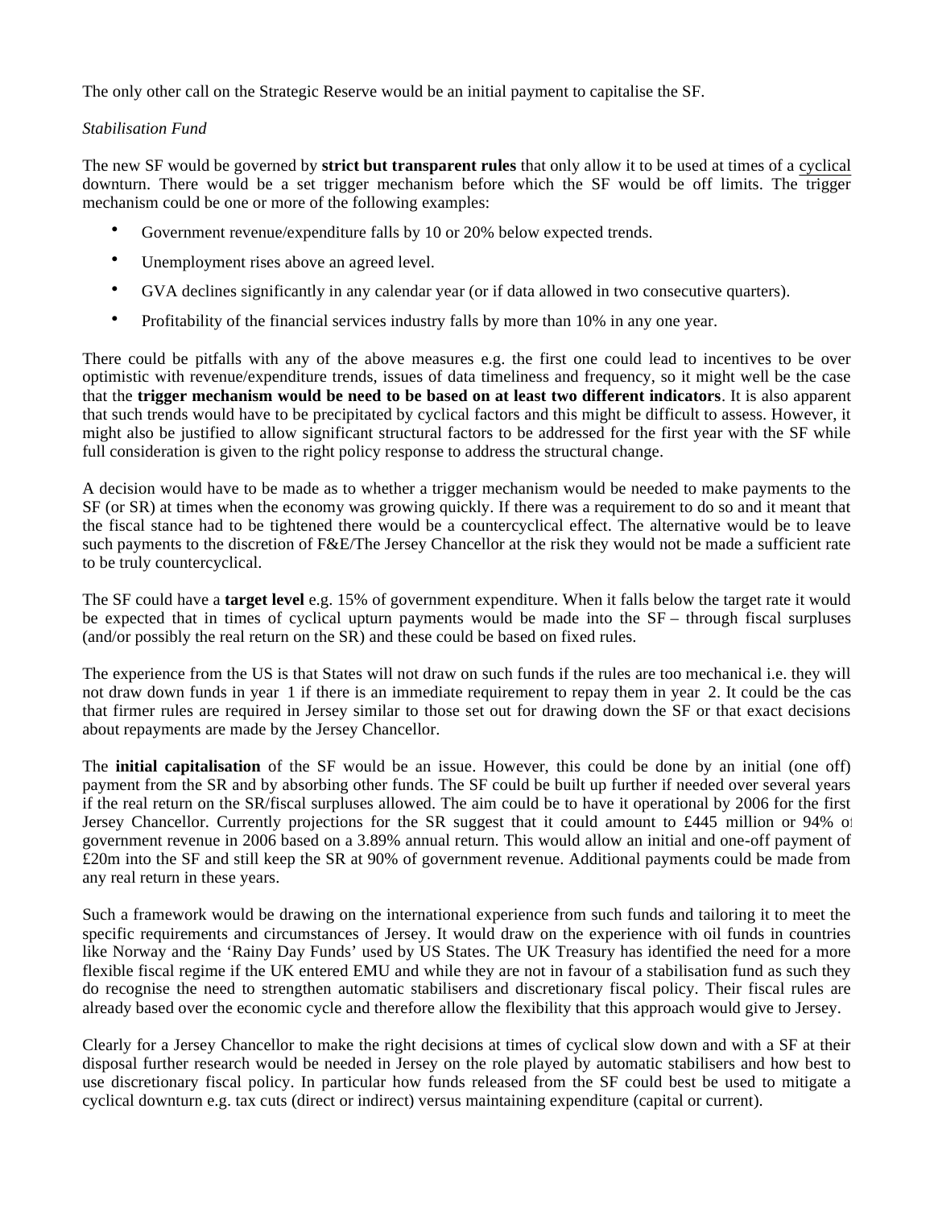The only other call on the Strategic Reserve would be an initial payment to capitalise the SF.

*Stabilisation Fund*

The new SF would be governed by **strict but transparent rules** that only allow it to be used at times of a <u>cyclical</u> downturn. There would be a set trigger mechanism before which the SF would be off limits. The trigger mechanism could be one or more of the following examples:

- Government revenue/expenditure falls by 10 or 20% below expected trends.
- Unemployment rises above an agreed level.
- GVA declines significantly in any calendar year (or if data allowed in two consecutive quarters).
- Profitability of the financial services industry falls by more than 10% in any one year.

There could be pitfalls with any of the above measures e.g. the first one could lead to incentives to be over optimistic with revenue/expenditure trends, issues of data timeliness and frequency, so it might well be the case that the **trigger mechanism would be need to be based on at least two different indicators**. It is also apparent that such trends would have to be precipitated by cyclical factors and this might be difficult to assess. However, it might also be justified to allow significant structural factors to be addressed for the first year with the SF while full consideration is given to the right policy response to address the structural change.

A decision would have to be made as to whether a trigger mechanism would be needed to make payments to the SF (or SR) at times when the economy was growing quickly. If there was a requirement to do so and it meant that the fiscal stance had to be tightened there would be a countercyclical effect. The alternative would be to leave such payments to the discretion of F&E/The Jersey Chancellor at the risk they would not be made a sufficient rate to be truly countercyclical.

The SF could have a **target level** e.g. 15% of government expenditure. When it falls below the target rate it would be expected that in times of cyclical upturn payments would be made into the SF – through fiscal surpluses (and/or possibly the real return on the SR) and these could be based on fixed rules.

The experience from the US is that States will not draw on such funds if the rules are too mechanical i.e. they will not draw down funds in year 1 if there is an immediate requirement to repay them in year 2. It could be the cas that firmer rules are required in Jersey similar to those set out for drawing down the SF or that exact decisions about repayments are made by the Jersey Chancellor.

The **initial capitalisation** of the SF would be an issue. However, this could be done by an initial (one off) payment from the SR and by absorbing other funds. The SF could be built up further if needed over several years if the real return on the SR/fiscal surpluses allowed. The aim could be to have it operational by 2006 for the first Jersey Chancellor. Currently projections for the SR suggest that it could amount to £445 million or 94% of government revenue in 2006 based on a 3.89% annual return. This would allow an initial and one-off payment of £20m into the SF and still keep the SR at 90% of government revenue. Additional payments could be made from any real return in these years.

Such a framework would be drawing on the international experience from such funds and tailoring it to meet the specific requirements and circumstances of Jersey. It would draw on the experience with oil funds in countries like Norway and the 'Rainy Day Funds' used by US States. The UK Treasury has identified the need for a more flexible fiscal regime if the UK entered EMU and while they are not in favour of a stabilisation fund as such they do recognise the need to strengthen automatic stabilisers and discretionary fiscal policy. Their fiscal rules are already based over the economic cycle and therefore allow the flexibility that this approach would give to Jersey.

Clearly for a Jersey Chancellor to make the right decisions at times of cyclical slow down and with a SF at their disposal further research would be needed in Jersey on the role played by automatic stabilisers and how best to use discretionary fiscal policy. In particular how funds released from the SF could best be used to mitigate a cyclical downturn e.g. tax cuts (direct or indirect) versus maintaining expenditure (capital or current).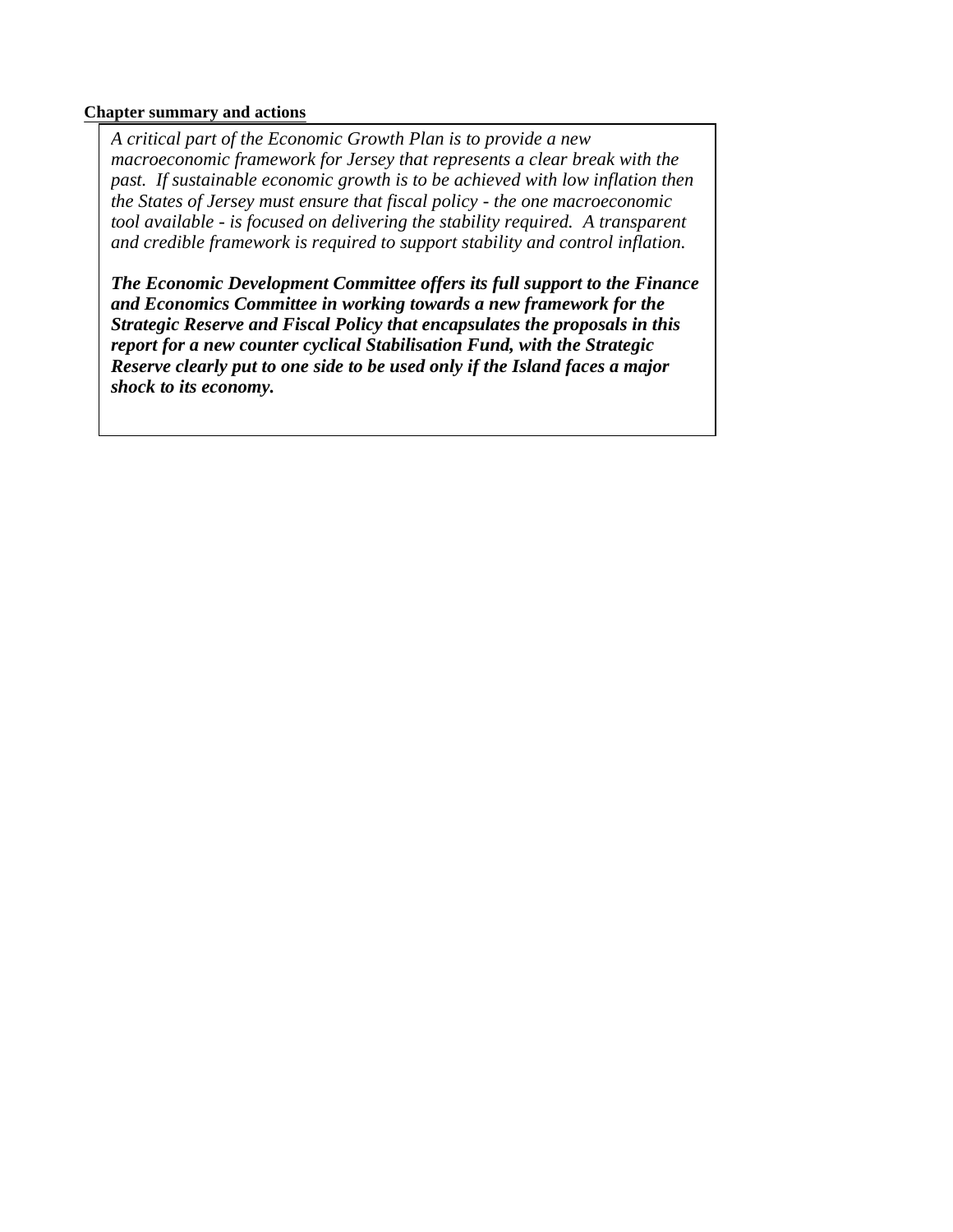**Chapter summary and actions**

*A critical part of the Economic Growth Plan is to provide a new macroeconomic framework for Jersey that represents a clear break with the past. If sustainable economic growth is to be achieved with low inflation then the States of Jersey must ensure that fiscal policy - the one macroeconomic tool available - is focused on delivering the stability required. A transparent and credible framework is required to support stability and control inflation.*

***The Economic Development Committee offers its full support to the Finance and Economics Committee in working towards a new framework for the Strategic Reserve and Fiscal Policy that encapsulates the proposals in this report for a new counter cyclical Stabilisation Fund, with the Strategic Reserve clearly put to one side to be used only if the Island faces a major shock to its economy.***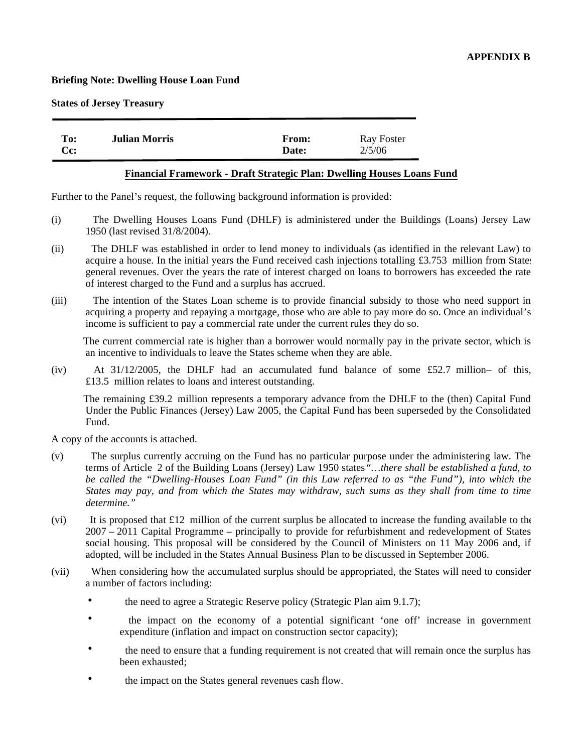**APPENDIX B**

**Briefing Note: Dwelling House Loan Fund**

**States of Jersey Treasury**

| | | | |
|---|---|---|---|
| **To:** | **Julian Morris** | **From:** | Ray Foster |
| **Cc:** | | **Date:** | 2/5/06 |

**Financial Framework - Draft Strategic Plan: Dwelling Houses Loans Fund**

Further to the Panel's request, the following background information is provided:

(i) The Dwelling Houses Loans Fund (DHLF) is administered under the Buildings (Loans) Jersey Law 1950 (last revised 31/8/2004).

(ii) The DHLF was established in order to lend money to individuals (as identified in the relevant Law) to acquire a house. In the initial years the Fund received cash injections totalling £3.753 million from States general revenues. Over the years the rate of interest charged on loans to borrowers has exceeded the rate of interest charged to the Fund and a surplus has accrued.

(iii) The intention of the States Loan scheme is to provide financial subsidy to those who need support in acquiring a property and repaying a mortgage, those who are able to pay more do so. Once an individual's income is sufficient to pay a commercial rate under the current rules they do so.

The current commercial rate is higher than a borrower would normally pay in the private sector, which is an incentive to individuals to leave the States scheme when they are able.

(iv) At 31/12/2005, the DHLF had an accumulated fund balance of some £52.7 million– of this, £13.5 million relates to loans and interest outstanding.

The remaining £39.2 million represents a temporary advance from the DHLF to the (then) Capital Fund. Under the Public Finances (Jersey) Law 2005, the Capital Fund has been superseded by the Consolidated Fund.

A copy of the accounts is attached.

(v) The surplus currently accruing on the Fund has no particular purpose under the administering law. The terms of Article 2 of the Building Loans (Jersey) Law 1950 states *"…there shall be established a fund, to be called the "Dwelling-Houses Loan Fund" (in this Law referred to as "the Fund"), into which the States may pay, and from which the States may withdraw, such sums as they shall from time to time determine."*

(vi) It is proposed that £12 million of the current surplus be allocated to increase the funding available to the 2007 – 2011 Capital Programme – principally to provide for refurbishment and redevelopment of States social housing. This proposal will be considered by the Council of Ministers on 11 May 2006 and, if adopted, will be included in the States Annual Business Plan to be discussed in September 2006.

(vii) When considering how the accumulated surplus should be appropriated, the States will need to consider a number of factors including:

- the need to agree a Strategic Reserve policy (Strategic Plan aim 9.1.7);
- the impact on the economy of a potential significant 'one off' increase in government expenditure (inflation and impact on construction sector capacity);
- the need to ensure that a funding requirement is not created that will remain once the surplus has been exhausted;
- the impact on the States general revenues cash flow.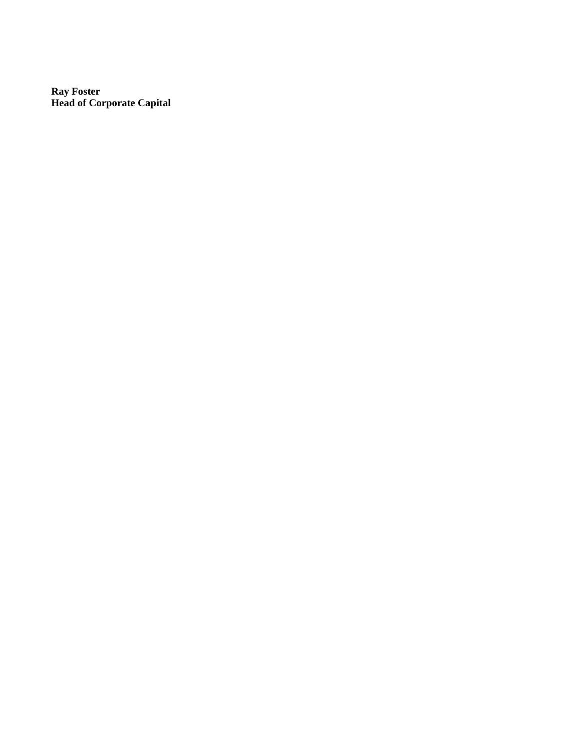**Ray Foster**
**Head of Corporate Capital**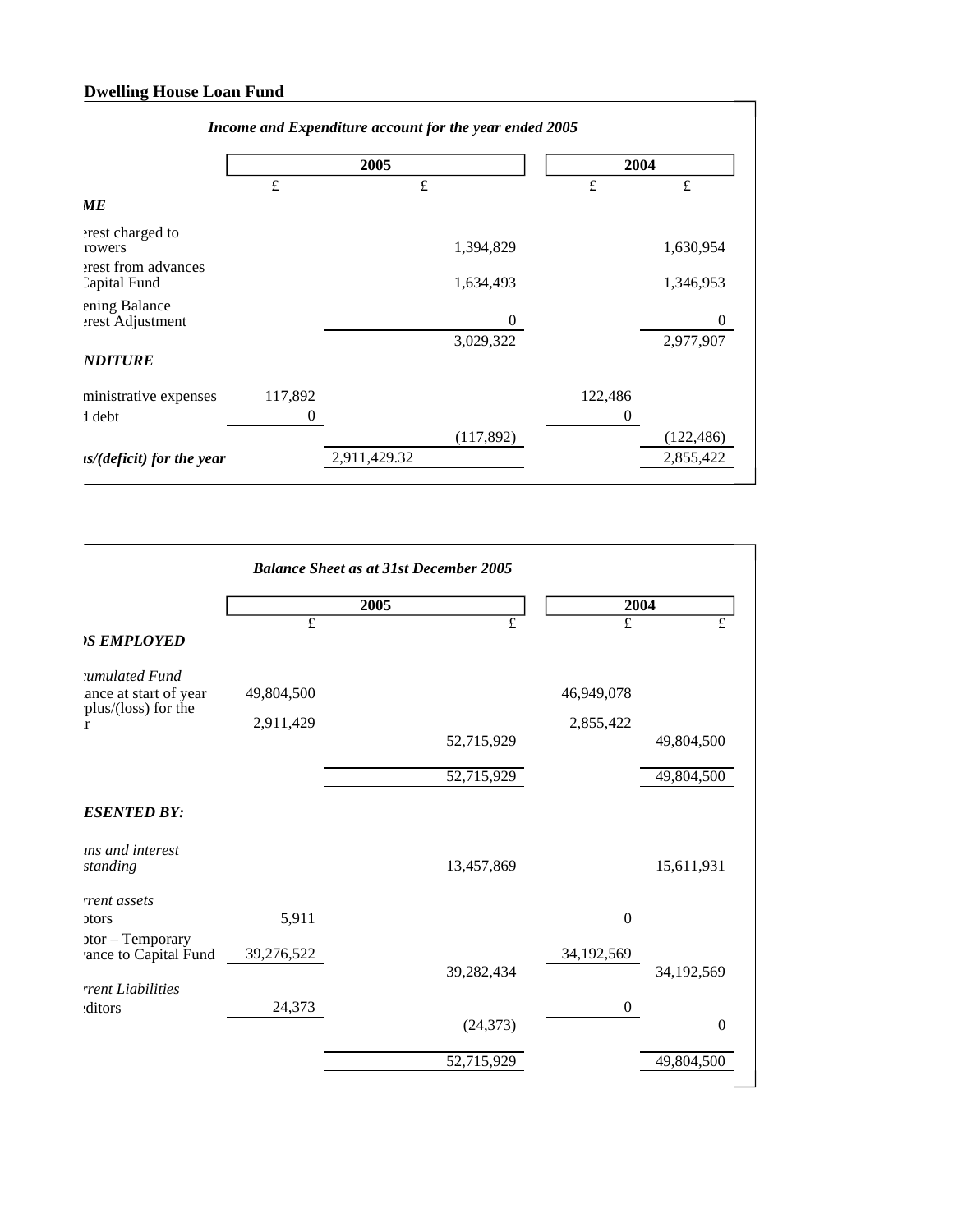## Dwelling House Loan Fund

*Income and Expenditure account for the year ended 2005*

| | 2005 | | 2004 | |
|---|---|---|---|---|
| | £ | £ | £ | £ |
| ***ME*** | | | | |
| erest charged to rowers | | 1,394,829 | | 1,630,954 |
| erest from advances Capital Fund | | 1,634,493 | | 1,346,953 |
| ening Balance erest Adjustment | | 0 | | 0 |
| | | 3,029,322 | | 2,977,907 |
| ***NDITURE*** | | | | |
| ministrative expenses | 117,892 | | 122,486 | |
| d debt | 0 | | 0 | |
| | | (117,892) | | (122,486) |
| ***is/(deficit) for the year*** | | 2,911,429.32 | | 2,855,422 |

*Balance Sheet as at 31st December 2005*

| | 2005 | | 2004 | |
|---|---|---|---|---|
| | £ | £ | £ | £ |
| ***S EMPLOYED*** | | | | |
| *cumulated Fund* | | | | |
| ance at start of year | 49,804,500 | | 46,949,078 | |
| plus/(loss) for the r | 2,911,429 | | 2,855,422 | |
| | | 52,715,929 | | 49,804,500 |
| | | 52,715,929 | | 49,804,500 |
| ***ESENTED BY:*** | | | | |
| *ans and interest standing* | | 13,457,869 | | 15,611,931 |
| *rrent assets* | | | | |
| otors | 5,911 | | 0 | |
| otor – Temporary ance to Capital Fund | 39,276,522 | | 34,192,569 | |
| | | 39,282,434 | | 34,192,569 |
| *rrent Liabilities* | | | | |
| editors | 24,373 | | 0 | |
| | | (24,373) | | 0 |
| | | 52,715,929 | | 49,804,500 |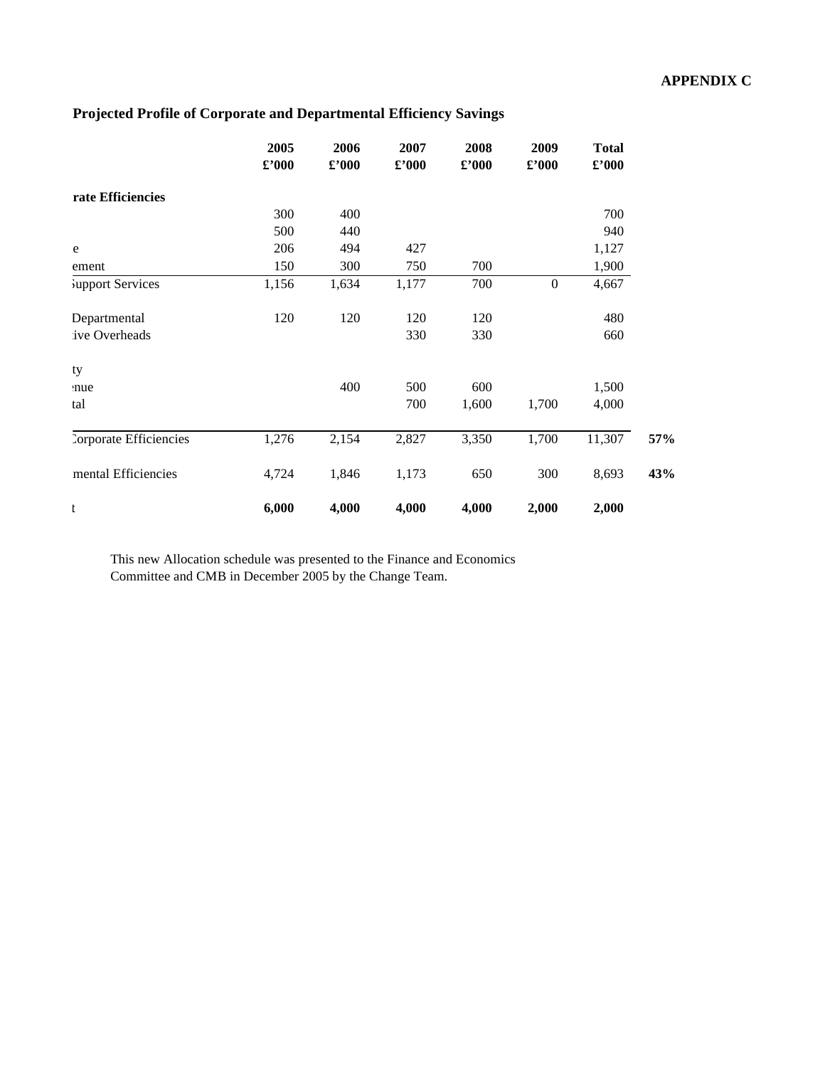**APPENDIX C**

## Projected Profile of Corporate and Departmental Efficiency Savings

| | 2005 £'000 | 2006 £'000 | 2007 £'000 | 2008 £'000 | 2009 £'000 | Total £'000 | |
|---|---|---|---|---|---|---|---|
| **rate Efficiencies** | | | | | | | |
| | 300 | 400 | | | | 700 | |
| | 500 | 440 | | | | 940 | |
| e | 206 | 494 | 427 | | | 1,127 | |
| ement | 150 | 300 | 750 | 700 | | 1,900 | |
| ;upport Services | 1,156 | 1,634 | 1,177 | 700 | 0 | 4,667 | |
| Departmental | 120 | 120 | 120 | 120 | | 480 | |
| :ive Overheads | | | 330 | 330 | | 660 | |
| ty | | | | | | | |
| :nue | | 400 | 500 | 600 | | 1,500 | |
| tal | | | 700 | 1,600 | 1,700 | 4,000 | |
| Corporate Efficiencies | 1,276 | 2,154 | 2,827 | 3,350 | 1,700 | 11,307 | **57%** |
| mental Efficiencies | 4,724 | 1,846 | 1,173 | 650 | 300 | 8,693 | **43%** |
| t | **6,000** | **4,000** | **4,000** | **4,000** | **2,000** | **2,000** | |

This new Allocation schedule was presented to the Finance and Economics Committee and CMB in December 2005 by the Change Team.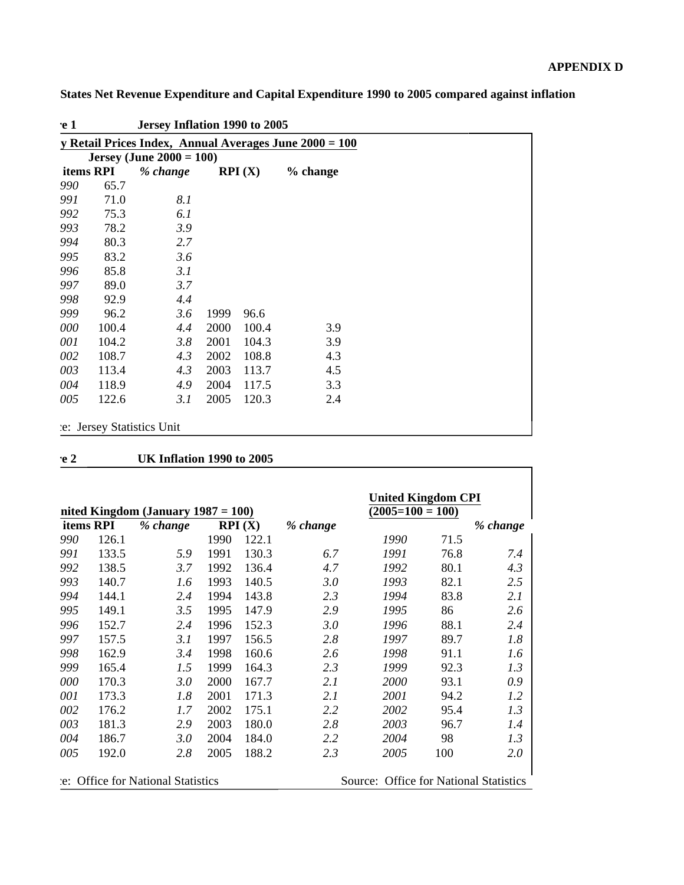**APPENDIX D**

**States Net Revenue Expenditure and Capital Expenditure 1990 to 2005 compared against inflation**

**e 1 Jersey Inflation 1990 to 2005**

| y Retail Prices Index, Annual Averages June 2000 = 100 | | | | |
|---|---|---|---|---|
| **Jersey (June 2000 = 100)** | | | | |
| **items RPI** | *% change* | **RPI (X)** | | **% change** |
| *990* 65.7 | | | | |
| *991* 71.0 | *8.1* | | | |
| *992* 75.3 | *6.1* | | | |
| *993* 78.2 | *3.9* | | | |
| *994* 80.3 | *2.7* | | | |
| *995* 83.2 | *3.6* | | | |
| *996* 85.8 | *3.1* | | | |
| *997* 89.0 | *3.7* | | | |
| *998* 92.9 | *4.4* | | | |
| *999* 96.2 | *3.6* | 1999 | 96.6 | |
| *000* 100.4 | *4.4* | 2000 | 100.4 | 3.9 |
| *001* 104.2 | *3.8* | 2001 | 104.3 | 3.9 |
| *002* 108.7 | *4.3* | 2002 | 108.8 | 4.3 |
| *003* 113.4 | *4.3* | 2003 | 113.7 | 4.5 |
| *004* 118.9 | *4.9* | 2004 | 117.5 | 3.3 |
| *005* 122.6 | *3.1* | 2005 | 120.3 | 2.4 |

:e: Jersey Statistics Unit

**e 2 UK Inflation 1990 to 2005**

| nited Kingdom (January 1987 = 100) | | | | | | **United Kingdom CPI (2005=100 = 100)** | | |
|---|---|---|---|---|---|---|---|---|
| **items RPI** | | *% change* | **RPI (X)** | | *% change* | | | *% change* |
| *990* | 126.1 | | 1990 | 122.1 | | *1990* | 71.5 | |
| *991* | 133.5 | *5.9* | 1991 | 130.3 | *6.7* | *1991* | 76.8 | *7.4* |
| *992* | 138.5 | *3.7* | 1992 | 136.4 | *4.7* | *1992* | 80.1 | *4.3* |
| *993* | 140.7 | *1.6* | 1993 | 140.5 | *3.0* | *1993* | 82.1 | *2.5* |
| *994* | 144.1 | *2.4* | 1994 | 143.8 | *2.3* | *1994* | 83.8 | *2.1* |
| *995* | 149.1 | *3.5* | 1995 | 147.9 | *2.9* | *1995* | 86 | *2.6* |
| *996* | 152.7 | *2.4* | 1996 | 152.3 | *3.0* | *1996* | 88.1 | *2.4* |
| *997* | 157.5 | *3.1* | 1997 | 156.5 | *2.8* | *1997* | 89.7 | *1.8* |
| *998* | 162.9 | *3.4* | 1998 | 160.6 | *2.6* | *1998* | 91.1 | *1.6* |
| *999* | 165.4 | *1.5* | 1999 | 164.3 | *2.3* | *1999* | 92.3 | *1.3* |
| *000* | 170.3 | *3.0* | 2000 | 167.7 | *2.1* | *2000* | 93.1 | *0.9* |
| *001* | 173.3 | *1.8* | 2001 | 171.3 | *2.1* | *2001* | 94.2 | *1.2* |
| *002* | 176.2 | *1.7* | 2002 | 175.1 | *2.2* | *2002* | 95.4 | *1.3* |
| *003* | 181.3 | *2.9* | 2003 | 180.0 | *2.8* | *2003* | 96.7 | *1.4* |
| *004* | 186.7 | *3.0* | 2004 | 184.0 | *2.2* | *2004* | 98 | *1.3* |
| *005* | 192.0 | *2.8* | 2005 | 188.2 | *2.3* | *2005* | 100 | *2.0* |

:e: Office for National Statistics

Source: Office for National Statistics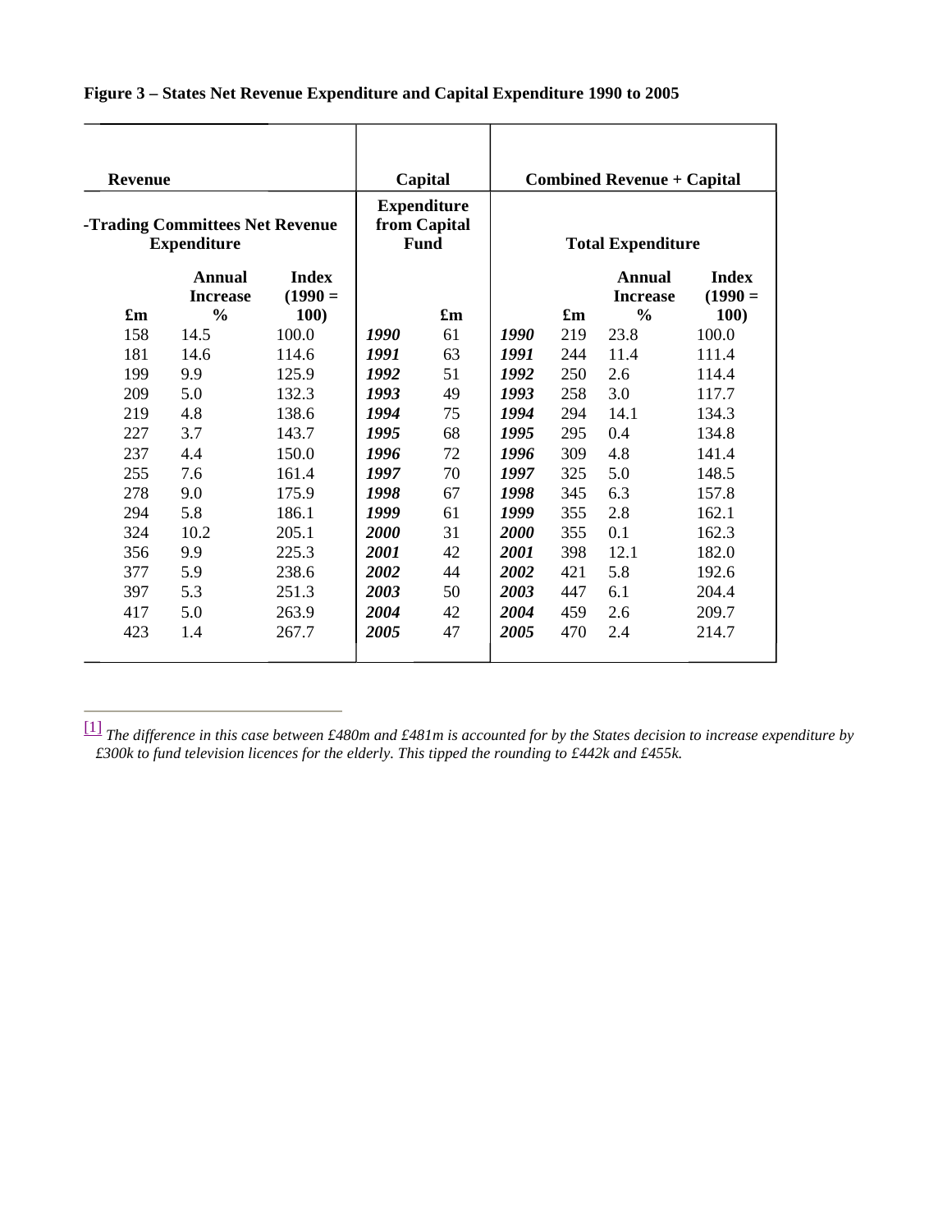**Figure 3 – States Net Revenue Expenditure and Capital Expenditure 1990 to 2005**

| Revenue | | | Capital | | Combined Revenue + Capital | | | |
|---|---|---|---|---|---|---|---|---|
| -Trading Committees Net Revenue Expenditure | | | Expenditure from Capital Fund | | Total Expenditure | | | |
| £m | Annual Increase % | Index (1990 = 100) | | £m | | £m | Annual Increase % | Index (1990 = 100) |
| 158 | 14.5 | 100.0 | ***1990*** | 61 | ***1990*** | 219 | 23.8 | 100.0 |
| 181 | 14.6 | 114.6 | ***1991*** | 63 | ***1991*** | 244 | 11.4 | 111.4 |
| 199 | 9.9 | 125.9 | ***1992*** | 51 | ***1992*** | 250 | 2.6 | 114.4 |
| 209 | 5.0 | 132.3 | ***1993*** | 49 | ***1993*** | 258 | 3.0 | 117.7 |
| 219 | 4.8 | 138.6 | ***1994*** | 75 | ***1994*** | 294 | 14.1 | 134.3 |
| 227 | 3.7 | 143.7 | ***1995*** | 68 | ***1995*** | 295 | 0.4 | 134.8 |
| 237 | 4.4 | 150.0 | ***1996*** | 72 | ***1996*** | 309 | 4.8 | 141.4 |
| 255 | 7.6 | 161.4 | ***1997*** | 70 | ***1997*** | 325 | 5.0 | 148.5 |
| 278 | 9.0 | 175.9 | ***1998*** | 67 | ***1998*** | 345 | 6.3 | 157.8 |
| 294 | 5.8 | 186.1 | ***1999*** | 61 | ***1999*** | 355 | 2.8 | 162.1 |
| 324 | 10.2 | 205.1 | ***2000*** | 31 | ***2000*** | 355 | 0.1 | 162.3 |
| 356 | 9.9 | 225.3 | ***2001*** | 42 | ***2001*** | 398 | 12.1 | 182.0 |
| 377 | 5.9 | 238.6 | ***2002*** | 44 | ***2002*** | 421 | 5.8 | 192.6 |
| 397 | 5.3 | 251.3 | ***2003*** | 50 | ***2003*** | 447 | 6.1 | 204.4 |
| 417 | 5.0 | 263.9 | ***2004*** | 42 | ***2004*** | 459 | 2.6 | 209.7 |
| 423 | 1.4 | 267.7 | ***2005*** | 47 | ***2005*** | 470 | 2.4 | 214.7 |

---

[1] *The difference in this case between £480m and £481m is accounted for by the States decision to increase expenditure by £300k to fund television licences for the elderly. This tipped the rounding to £442k and £455k.*